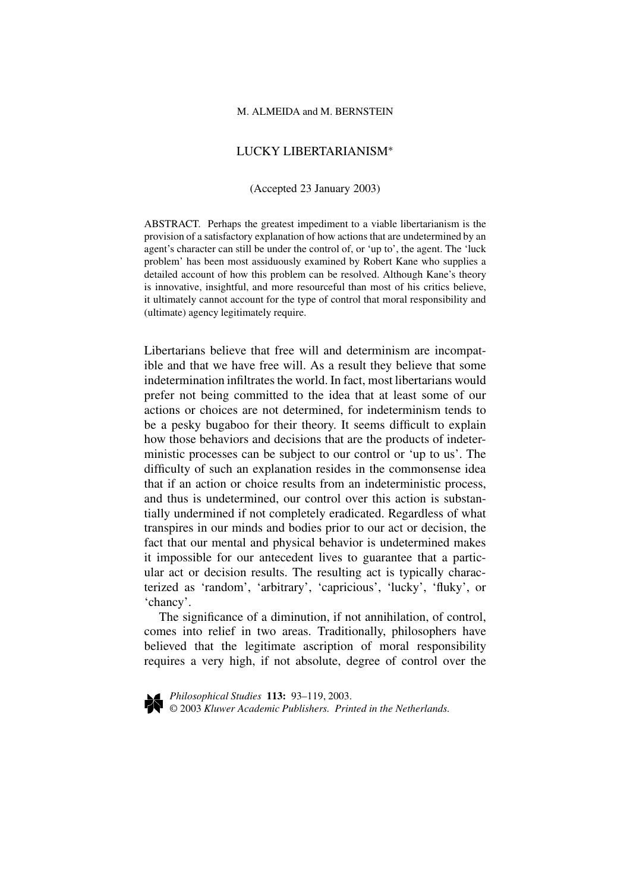M. ALMEIDA and M. BERNSTEIN

# LUCKY LIBERTARIANISM*

(Accepted 23 January 2003)

ABSTRACT. Perhaps the greatest impediment to a viable libertarianism is the provision of a satisfactory explanation of how actions that are undetermined by an agent's character can still be under the control of, or 'up to', the agent. The 'luck problem' has been most assiduously examined by Robert Kane who supplies a detailed account of how this problem can be resolved. Although Kane's theory is innovative, insightful, and more resourceful than most of his critics believe, it ultimately cannot account for the type of control that moral responsibility and (ultimate) agency legitimately require.

Libertarians believe that free will and determinism are incompatible and that we have free will. As a result they believe that some indetermination infiltrates the world. In fact, most libertarians would prefer not being committed to the idea that at least some of our actions or choices are not determined, for indeterminism tends to be a pesky bugaboo for their theory. It seems difficult to explain how those behaviors and decisions that are the products of indeterministic processes can be subject to our control or 'up to us'. The difficulty of such an explanation resides in the commonsense idea that if an action or choice results from an indeterministic process, and thus is undetermined, our control over this action is substantially undermined if not completely eradicated. Regardless of what transpires in our minds and bodies prior to our act or decision, the fact that our mental and physical behavior is undetermined makes it impossible for our antecedent lives to guarantee that a particular act or decision results. The resulting act is typically characterized as 'random', 'arbitrary', 'capricious', 'lucky', 'fluky', or 'chancy'.

The significance of a diminution, if not annihilation, of control, comes into relief in two areas. Traditionally, philosophers have believed that the legitimate ascription of moral responsibility requires a very high, if not absolute, degree of control over the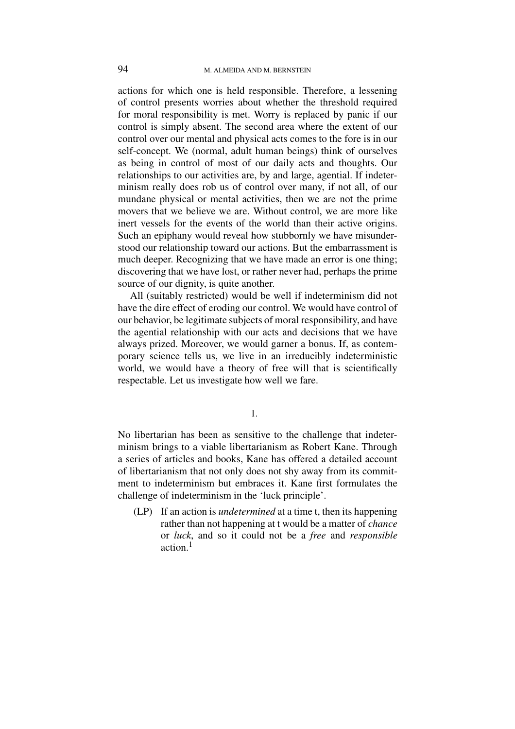actions for which one is held responsible. Therefore, a lessening of control presents worries about whether the threshold required for moral responsibility is met. Worry is replaced by panic if our control is simply absent. The second area where the extent of our control over our mental and physical acts comes to the fore is in our self-concept. We (normal, adult human beings) think of ourselves as being in control of most of our daily acts and thoughts. Our relationships to our activities are, by and large, agential. If indeterminism really does rob us of control over many, if not all, of our mundane physical or mental activities, then we are not the prime movers that we believe we are. Without control, we are more like inert vessels for the events of the world than their active origins. Such an epiphany would reveal how stubbornly we have misunderstood our relationship toward our actions. But the embarrassment is much deeper. Recognizing that we have made an error is one thing; discovering that we have lost, or rather never had, perhaps the prime source of our dignity, is quite another.

All (suitably restricted) would be well if indeterminism did not have the dire effect of eroding our control. We would have control of our behavior, be legitimate subjects of moral responsibility, and have the agential relationship with our acts and decisions that we have always prized. Moreover, we would garner a bonus. If, as contemporary science tells us, we live in an irreducibly indeterministic world, we would have a theory of free will that is scientifically respectable. Let us investigate how well we fare.

## 1.

No libertarian has been as sensitive to the challenge that indeterminism brings to a viable libertarianism as Robert Kane. Through a series of articles and books, Kane has offered a detailed account of libertarianism that not only does not shy away from its commitment to indeterminism but embraces it. Kane first formulates the challenge of indeterminism in the 'luck principle'.

(LP) If an action is *undetermined* at a time t, then its happening rather than not happening at t would be a matter of *chance* or *luck*, and so it could not be a *free* and *responsible* action.[1]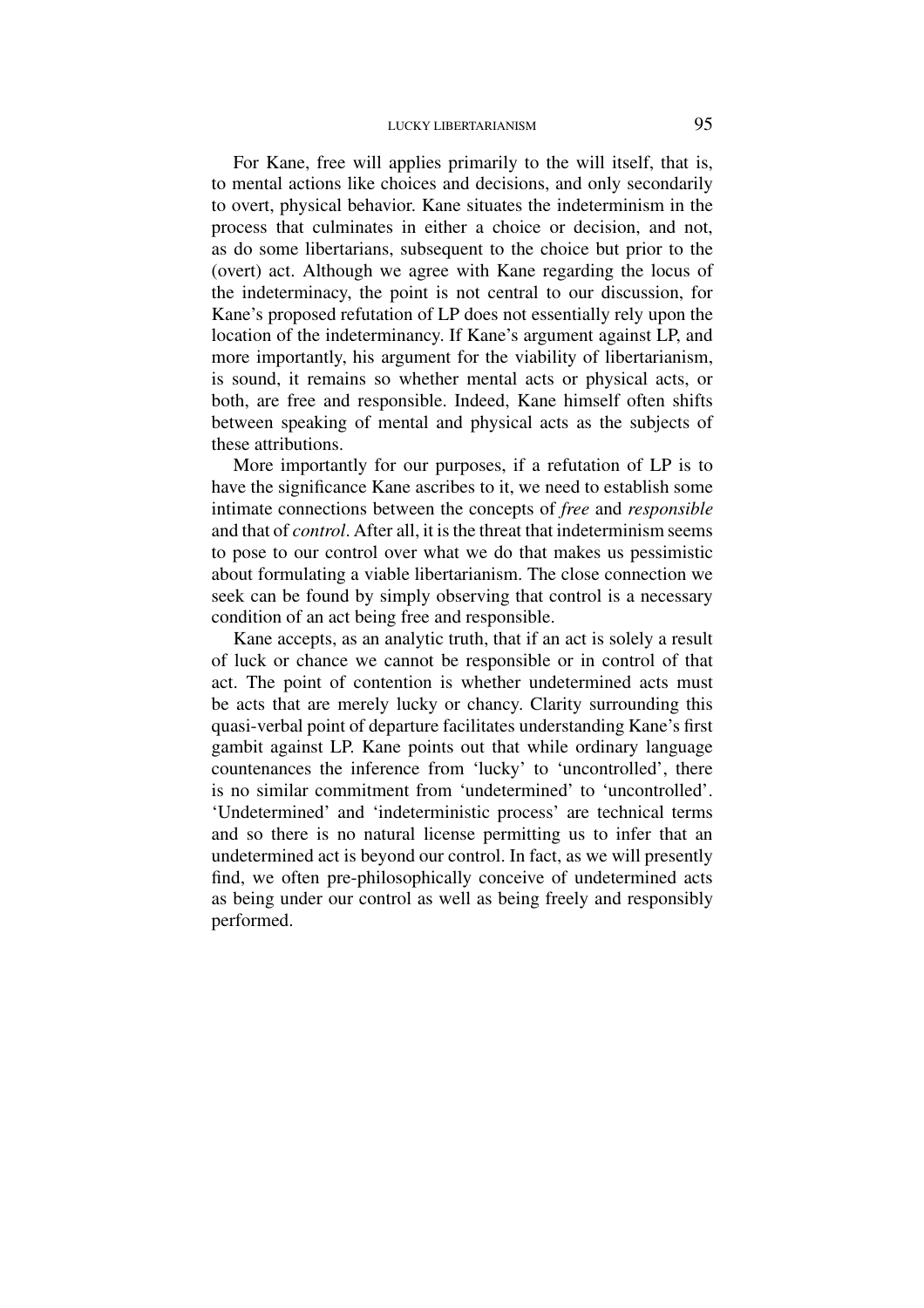For Kane, free will applies primarily to the will itself, that is, to mental actions like choices and decisions, and only secondarily to overt, physical behavior. Kane situates the indeterminism in the process that culminates in either a choice or decision, and not, as do some libertarians, subsequent to the choice but prior to the (overt) act. Although we agree with Kane regarding the locus of the indeterminacy, the point is not central to our discussion, for Kane's proposed refutation of LP does not essentially rely upon the location of the indeterminancy. If Kane's argument against LP, and more importantly, his argument for the viability of libertarianism, is sound, it remains so whether mental acts or physical acts, or both, are free and responsible. Indeed, Kane himself often shifts between speaking of mental and physical acts as the subjects of these attributions.

More importantly for our purposes, if a refutation of LP is to have the significance Kane ascribes to it, we need to establish some intimate connections between the concepts of *free* and *responsible* and that of *control*. After all, it is the threat that indeterminism seems to pose to our control over what we do that makes us pessimistic about formulating a viable libertarianism. The close connection we seek can be found by simply observing that control is a necessary condition of an act being free and responsible.

Kane accepts, as an analytic truth, that if an act is solely a result of luck or chance we cannot be responsible or in control of that act. The point of contention is whether undetermined acts must be acts that are merely lucky or chancy. Clarity surrounding this quasi-verbal point of departure facilitates understanding Kane's first gambit against LP. Kane points out that while ordinary language countenances the inference from 'lucky' to 'uncontrolled', there is no similar commitment from 'undetermined' to 'uncontrolled'. 'Undetermined' and 'indeterministic process' are technical terms and so there is no natural license permitting us to infer that an undetermined act is beyond our control. In fact, as we will presently find, we often pre-philosophically conceive of undetermined acts as being under our control as well as being freely and responsibly performed.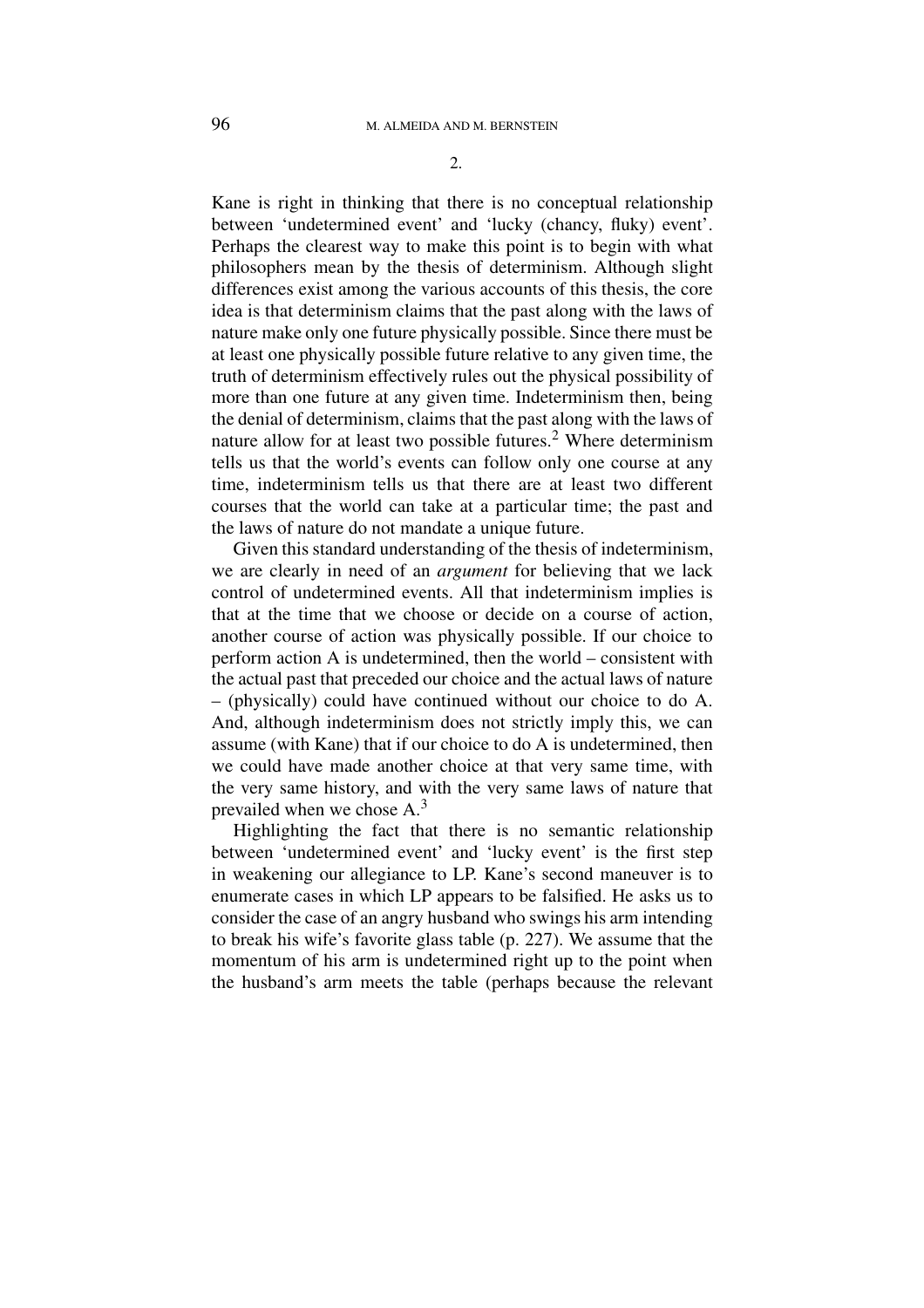## 2.

Kane is right in thinking that there is no conceptual relationship between 'undetermined event' and 'lucky (chancy, fluky) event'. Perhaps the clearest way to make this point is to begin with what philosophers mean by the thesis of determinism. Although slight differences exist among the various accounts of this thesis, the core idea is that determinism claims that the past along with the laws of nature make only one future physically possible. Since there must be at least one physically possible future relative to any given time, the truth of determinism effectively rules out the physical possibility of more than one future at any given time. Indeterminism then, being the denial of determinism, claims that the past along with the laws of nature allow for at least two possible futures.[2] Where determinism tells us that the world's events can follow only one course at any time, indeterminism tells us that there are at least two different courses that the world can take at a particular time; the past and the laws of nature do not mandate a unique future.

Given this standard understanding of the thesis of indeterminism, we are clearly in need of an *argument* for believing that we lack control of undetermined events. All that indeterminism implies is that at the time that we choose or decide on a course of action, another course of action was physically possible. If our choice to perform action A is undetermined, then the world – consistent with the actual past that preceded our choice and the actual laws of nature – (physically) could have continued without our choice to do A. And, although indeterminism does not strictly imply this, we can assume (with Kane) that if our choice to do A is undetermined, then we could have made another choice at that very same time, with the very same history, and with the very same laws of nature that prevailed when we chose A.[3]

Highlighting the fact that there is no semantic relationship between 'undetermined event' and 'lucky event' is the first step in weakening our allegiance to LP. Kane's second maneuver is to enumerate cases in which LP appears to be falsified. He asks us to consider the case of an angry husband who swings his arm intending to break his wife's favorite glass table (p. 227). We assume that the momentum of his arm is undetermined right up to the point when the husband's arm meets the table (perhaps because the relevant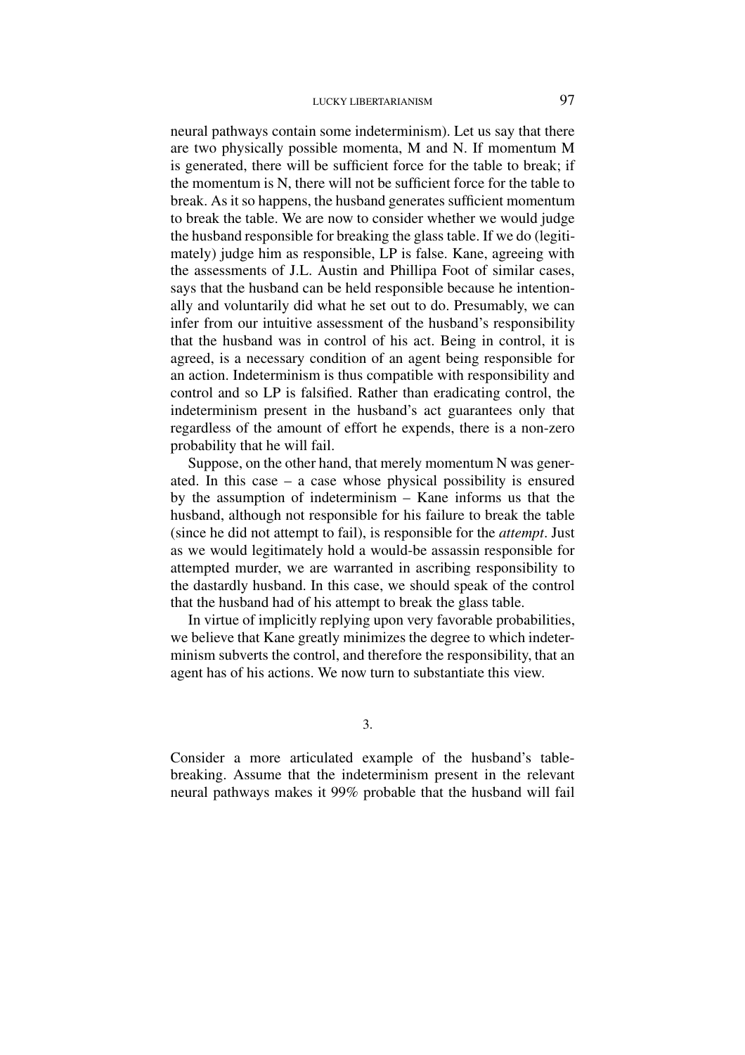neural pathways contain some indeterminism). Let us say that there are two physically possible momenta, M and N. If momentum M is generated, there will be sufficient force for the table to break; if the momentum is N, there will not be sufficient force for the table to break. As it so happens, the husband generates sufficient momentum to break the table. We are now to consider whether we would judge the husband responsible for breaking the glass table. If we do (legitimately) judge him as responsible, LP is false. Kane, agreeing with the assessments of J.L. Austin and Phillipa Foot of similar cases, says that the husband can be held responsible because he intentionally and voluntarily did what he set out to do. Presumably, we can infer from our intuitive assessment of the husband's responsibility that the husband was in control of his act. Being in control, it is agreed, is a necessary condition of an agent being responsible for an action. Indeterminism is thus compatible with responsibility and control and so LP is falsified. Rather than eradicating control, the indeterminism present in the husband's act guarantees only that regardless of the amount of effort he expends, there is a non-zero probability that he will fail.

Suppose, on the other hand, that merely momentum N was generated. In this case – a case whose physical possibility is ensured by the assumption of indeterminism – Kane informs us that the husband, although not responsible for his failure to break the table (since he did not attempt to fail), is responsible for the *attempt*. Just as we would legitimately hold a would-be assassin responsible for attempted murder, we are warranted in ascribing responsibility to the dastardly husband. In this case, we should speak of the control that the husband had of his attempt to break the glass table.

In virtue of implicitly replying upon very favorable probabilities, we believe that Kane greatly minimizes the degree to which indeterminism subverts the control, and therefore the responsibility, that an agent has of his actions. We now turn to substantiate this view.

## 3.

Consider a more articulated example of the husband's table-breaking. Assume that the indeterminism present in the relevant neural pathways makes it 99% probable that the husband will fail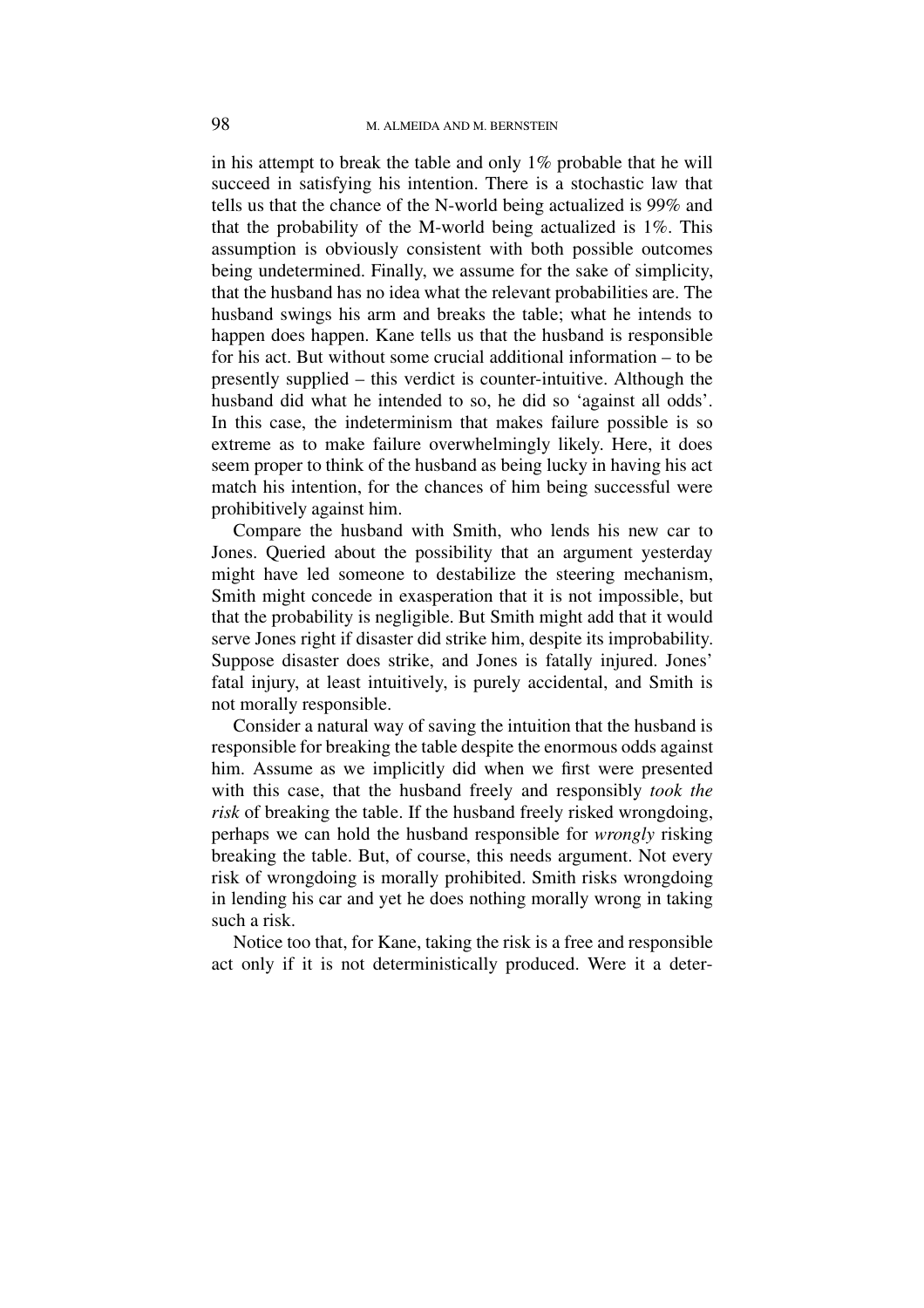in his attempt to break the table and only 1% probable that he will succeed in satisfying his intention. There is a stochastic law that tells us that the chance of the N-world being actualized is 99% and that the probability of the M-world being actualized is 1%. This assumption is obviously consistent with both possible outcomes being undetermined. Finally, we assume for the sake of simplicity, that the husband has no idea what the relevant probabilities are. The husband swings his arm and breaks the table; what he intends to happen does happen. Kane tells us that the husband is responsible for his act. But without some crucial additional information – to be presently supplied – this verdict is counter-intuitive. Although the husband did what he intended to so, he did so 'against all odds'. In this case, the indeterminism that makes failure possible is so extreme as to make failure overwhelmingly likely. Here, it does seem proper to think of the husband as being lucky in having his act match his intention, for the chances of him being successful were prohibitively against him.

Compare the husband with Smith, who lends his new car to Jones. Queried about the possibility that an argument yesterday might have led someone to destabilize the steering mechanism, Smith might concede in exasperation that it is not impossible, but that the probability is negligible. But Smith might add that it would serve Jones right if disaster did strike him, despite its improbability. Suppose disaster does strike, and Jones is fatally injured. Jones' fatal injury, at least intuitively, is purely accidental, and Smith is not morally responsible.

Consider a natural way of saving the intuition that the husband is responsible for breaking the table despite the enormous odds against him. Assume as we implicitly did when we first were presented with this case, that the husband freely and responsibly *took the risk* of breaking the table. If the husband freely risked wrongdoing, perhaps we can hold the husband responsible for *wrongly* risking breaking the table. But, of course, this needs argument. Not every risk of wrongdoing is morally prohibited. Smith risks wrongdoing in lending his car and yet he does nothing morally wrong in taking such a risk.

Notice too that, for Kane, taking the risk is a free and responsible act only if it is not deterministically produced. Were it a deter-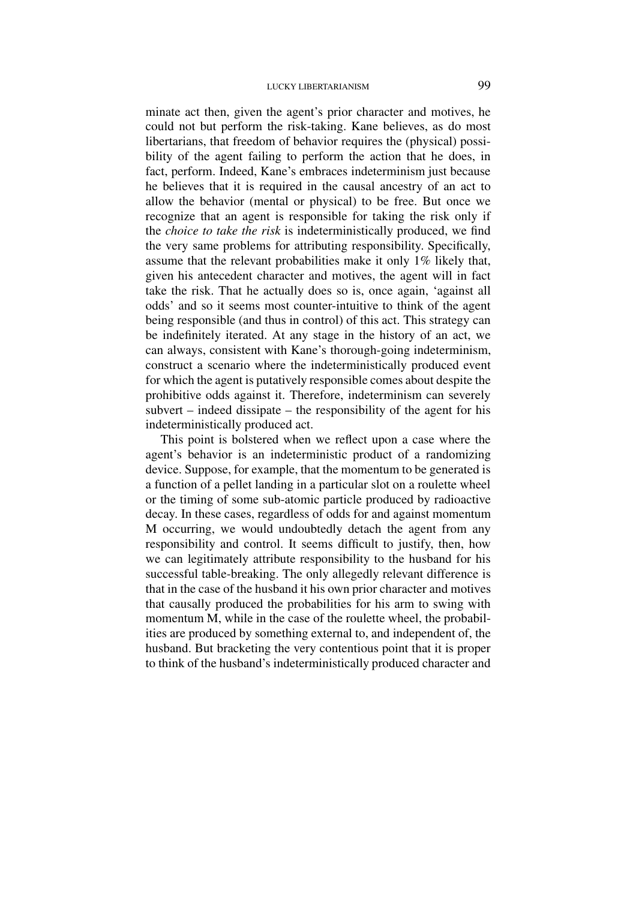minate act then, given the agent's prior character and motives, he could not but perform the risk-taking. Kane believes, as do most libertarians, that freedom of behavior requires the (physical) possibility of the agent failing to perform the action that he does, in fact, perform. Indeed, Kane's embraces indeterminism just because he believes that it is required in the causal ancestry of an act to allow the behavior (mental or physical) to be free. But once we recognize that an agent is responsible for taking the risk only if the *choice to take the risk* is indeterministically produced, we find the very same problems for attributing responsibility. Specifically, assume that the relevant probabilities make it only 1% likely that, given his antecedent character and motives, the agent will in fact take the risk. That he actually does so is, once again, 'against all odds' and so it seems most counter-intuitive to think of the agent being responsible (and thus in control) of this act. This strategy can be indefinitely iterated. At any stage in the history of an act, we can always, consistent with Kane's thorough-going indeterminism, construct a scenario where the indeterministically produced event for which the agent is putatively responsible comes about despite the prohibitive odds against it. Therefore, indeterminism can severely subvert – indeed dissipate – the responsibility of the agent for his indeterministically produced act.

This point is bolstered when we reflect upon a case where the agent's behavior is an indeterministic product of a randomizing device. Suppose, for example, that the momentum to be generated is a function of a pellet landing in a particular slot on a roulette wheel or the timing of some sub-atomic particle produced by radioactive decay. In these cases, regardless of odds for and against momentum M occurring, we would undoubtedly detach the agent from any responsibility and control. It seems difficult to justify, then, how we can legitimately attribute responsibility to the husband for his successful table-breaking. The only allegedly relevant difference is that in the case of the husband it his own prior character and motives that causally produced the probabilities for his arm to swing with momentum M, while in the case of the roulette wheel, the probabilities are produced by something external to, and independent of, the husband. But bracketing the very contentious point that it is proper to think of the husband's indeterministically produced character and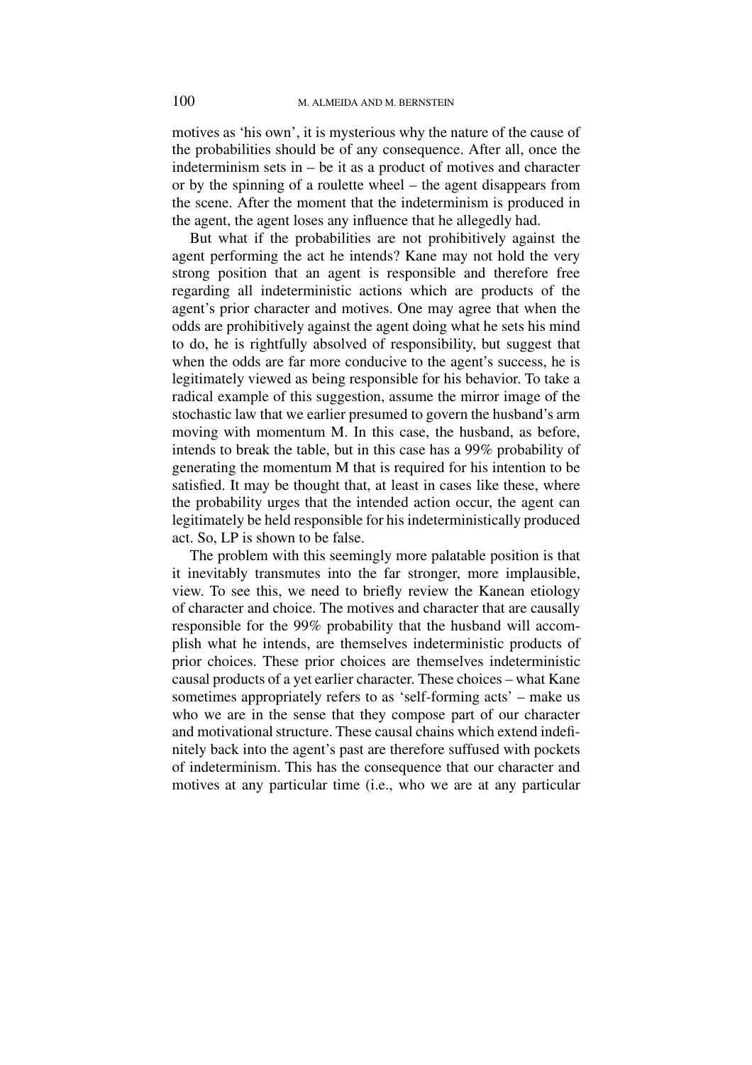motives as 'his own', it is mysterious why the nature of the cause of the probabilities should be of any consequence. After all, once the indeterminism sets in – be it as a product of motives and character or by the spinning of a roulette wheel – the agent disappears from the scene. After the moment that the indeterminism is produced in the agent, the agent loses any influence that he allegedly had.

But what if the probabilities are not prohibitively against the agent performing the act he intends? Kane may not hold the very strong position that an agent is responsible and therefore free regarding all indeterministic actions which are products of the agent's prior character and motives. One may agree that when the odds are prohibitively against the agent doing what he sets his mind to do, he is rightfully absolved of responsibility, but suggest that when the odds are far more conducive to the agent's success, he is legitimately viewed as being responsible for his behavior. To take a radical example of this suggestion, assume the mirror image of the stochastic law that we earlier presumed to govern the husband's arm moving with momentum M. In this case, the husband, as before, intends to break the table, but in this case has a 99% probability of generating the momentum M that is required for his intention to be satisfied. It may be thought that, at least in cases like these, where the probability urges that the intended action occur, the agent can legitimately be held responsible for his indeterministically produced act. So, LP is shown to be false.

The problem with this seemingly more palatable position is that it inevitably transmutes into the far stronger, more implausible, view. To see this, we need to briefly review the Kanean etiology of character and choice. The motives and character that are causally responsible for the 99% probability that the husband will accomplish what he intends, are themselves indeterministic products of prior choices. These prior choices are themselves indeterministic causal products of a yet earlier character. These choices – what Kane sometimes appropriately refers to as 'self-forming acts' – make us who we are in the sense that they compose part of our character and motivational structure. These causal chains which extend indefinitely back into the agent's past are therefore suffused with pockets of indeterminism. This has the consequence that our character and motives at any particular time (i.e., who we are at any particular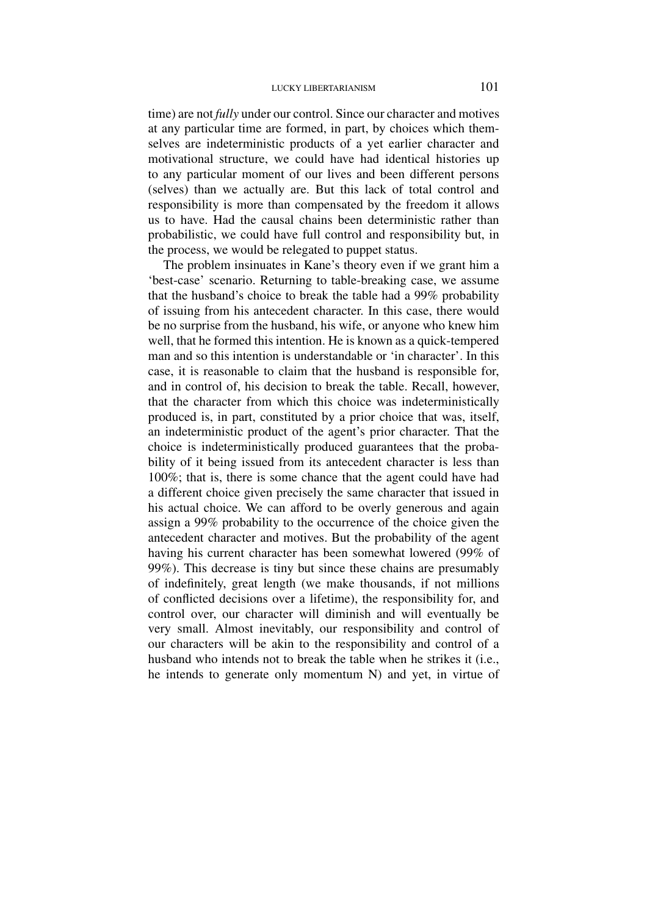time) are not *fully* under our control. Since our character and motives at any particular time are formed, in part, by choices which themselves are indeterministic products of a yet earlier character and motivational structure, we could have had identical histories up to any particular moment of our lives and been different persons (selves) than we actually are. But this lack of total control and responsibility is more than compensated by the freedom it allows us to have. Had the causal chains been deterministic rather than probabilistic, we could have full control and responsibility but, in the process, we would be relegated to puppet status.

The problem insinuates in Kane's theory even if we grant him a 'best-case' scenario. Returning to table-breaking case, we assume that the husband's choice to break the table had a 99% probability of issuing from his antecedent character. In this case, there would be no surprise from the husband, his wife, or anyone who knew him well, that he formed this intention. He is known as a quick-tempered man and so this intention is understandable or 'in character'. In this case, it is reasonable to claim that the husband is responsible for, and in control of, his decision to break the table. Recall, however, that the character from which this choice was indeterministically produced is, in part, constituted by a prior choice that was, itself, an indeterministic product of the agent's prior character. That the choice is indeterministically produced guarantees that the probability of it being issued from its antecedent character is less than 100%; that is, there is some chance that the agent could have had a different choice given precisely the same character that issued in his actual choice. We can afford to be overly generous and again assign a 99% probability to the occurrence of the choice given the antecedent character and motives. But the probability of the agent having his current character has been somewhat lowered (99% of 99%). This decrease is tiny but since these chains are presumably of indefinitely, great length (we make thousands, if not millions of conflicted decisions over a lifetime), the responsibility for, and control over, our character will diminish and will eventually be very small. Almost inevitably, our responsibility and control of our characters will be akin to the responsibility and control of a husband who intends not to break the table when he strikes it (i.e., he intends to generate only momentum N) and yet, in virtue of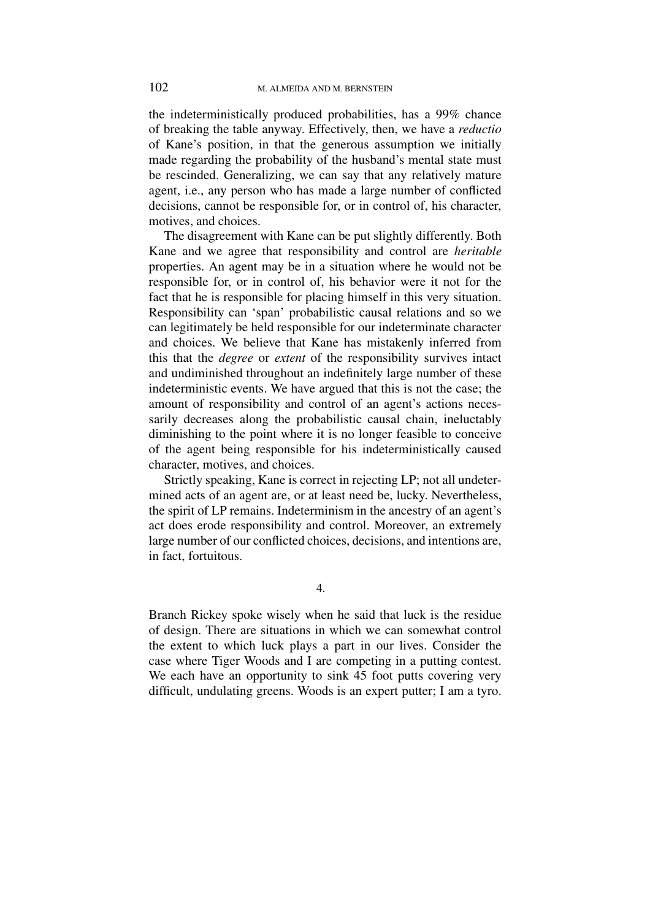the indeterministically produced probabilities, has a 99% chance of breaking the table anyway. Effectively, then, we have a *reductio* of Kane's position, in that the generous assumption we initially made regarding the probability of the husband's mental state must be rescinded. Generalizing, we can say that any relatively mature agent, i.e., any person who has made a large number of conflicted decisions, cannot be responsible for, or in control of, his character, motives, and choices.

The disagreement with Kane can be put slightly differently. Both Kane and we agree that responsibility and control are *heritable* properties. An agent may be in a situation where he would not be responsible for, or in control of, his behavior were it not for the fact that he is responsible for placing himself in this very situation. Responsibility can 'span' probabilistic causal relations and so we can legitimately be held responsible for our indeterminate character and choices. We believe that Kane has mistakenly inferred from this that the *degree* or *extent* of the responsibility survives intact and undiminished throughout an indefinitely large number of these indeterministic events. We have argued that this is not the case; the amount of responsibility and control of an agent's actions necessarily decreases along the probabilistic causal chain, ineluctably diminishing to the point where it is no longer feasible to conceive of the agent being responsible for his indeterministically caused character, motives, and choices.

Strictly speaking, Kane is correct in rejecting LP; not all undetermined acts of an agent are, or at least need be, lucky. Nevertheless, the spirit of LP remains. Indeterminism in the ancestry of an agent's act does erode responsibility and control. Moreover, an extremely large number of our conflicted choices, decisions, and intentions are, in fact, fortuitous.

## 4.

Branch Rickey spoke wisely when he said that luck is the residue of design. There are situations in which we can somewhat control the extent to which luck plays a part in our lives. Consider the case where Tiger Woods and I are competing in a putting contest. We each have an opportunity to sink 45 foot putts covering very difficult, undulating greens. Woods is an expert putter; I am a tyro.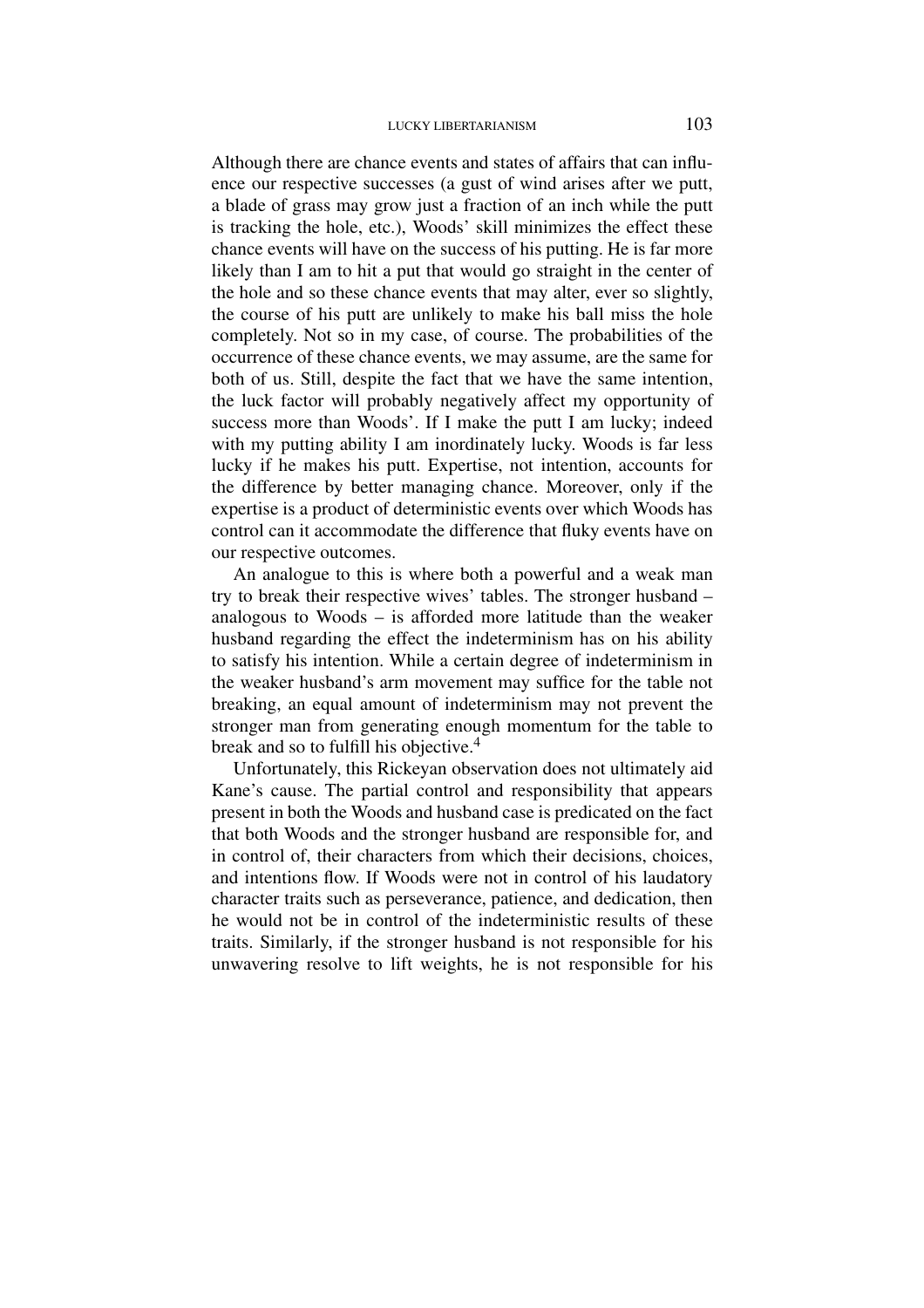Although there are chance events and states of affairs that can influence our respective successes (a gust of wind arises after we putt, a blade of grass may grow just a fraction of an inch while the putt is tracking the hole, etc.), Woods' skill minimizes the effect these chance events will have on the success of his putting. He is far more likely than I am to hit a put that would go straight in the center of the hole and so these chance events that may alter, ever so slightly, the course of his putt are unlikely to make his ball miss the hole completely. Not so in my case, of course. The probabilities of the occurrence of these chance events, we may assume, are the same for both of us. Still, despite the fact that we have the same intention, the luck factor will probably negatively affect my opportunity of success more than Woods'. If I make the putt I am lucky; indeed with my putting ability I am inordinately lucky. Woods is far less lucky if he makes his putt. Expertise, not intention, accounts for the difference by better managing chance. Moreover, only if the expertise is a product of deterministic events over which Woods has control can it accommodate the difference that fluky events have on our respective outcomes.

An analogue to this is where both a powerful and a weak man try to break their respective wives' tables. The stronger husband – analogous to Woods – is afforded more latitude than the weaker husband regarding the effect the indeterminism has on his ability to satisfy his intention. While a certain degree of indeterminism in the weaker husband's arm movement may suffice for the table not breaking, an equal amount of indeterminism may not prevent the stronger man from generating enough momentum for the table to break and so to fulfill his objective.[4]

Unfortunately, this Rickeyan observation does not ultimately aid Kane's cause. The partial control and responsibility that appears present in both the Woods and husband case is predicated on the fact that both Woods and the stronger husband are responsible for, and in control of, their characters from which their decisions, choices, and intentions flow. If Woods were not in control of his laudatory character traits such as perseverance, patience, and dedication, then he would not be in control of the indeterministic results of these traits. Similarly, if the stronger husband is not responsible for his unwavering resolve to lift weights, he is not responsible for his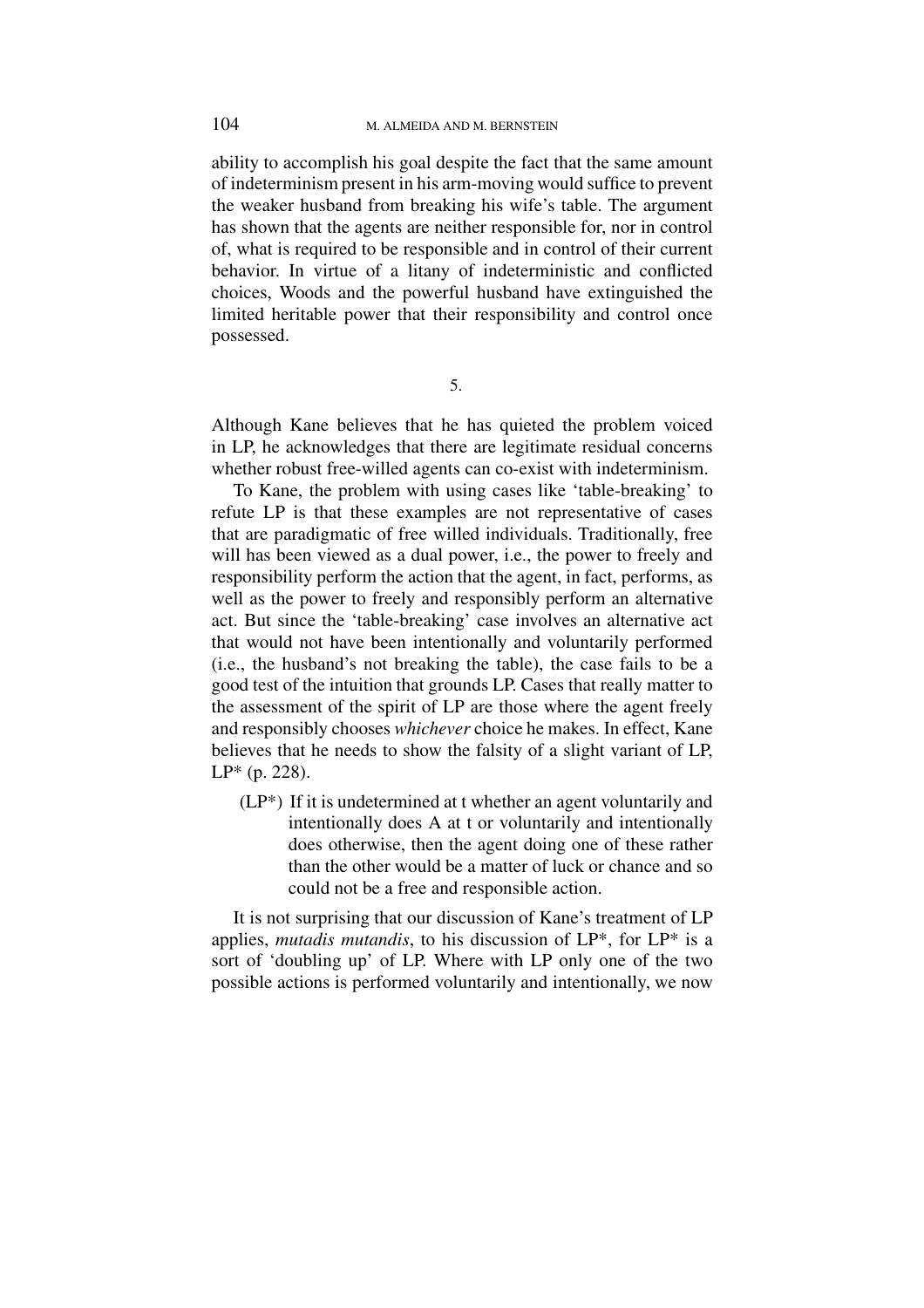ability to accomplish his goal despite the fact that the same amount of indeterminism present in his arm-moving would suffice to prevent the weaker husband from breaking his wife's table. The argument has shown that the agents are neither responsible for, nor in control of, what is required to be responsible and in control of their current behavior. In virtue of a litany of indeterministic and conflicted choices, Woods and the powerful husband have extinguished the limited heritable power that their responsibility and control once possessed.

## 5.

Although Kane believes that he has quieted the problem voiced in LP, he acknowledges that there are legitimate residual concerns whether robust free-willed agents can co-exist with indeterminism.

To Kane, the problem with using cases like 'table-breaking' to refute LP is that these examples are not representative of cases that are paradigmatic of free willed individuals. Traditionally, free will has been viewed as a dual power, i.e., the power to freely and responsibility perform the action that the agent, in fact, performs, as well as the power to freely and responsibly perform an alternative act. But since the 'table-breaking' case involves an alternative act that would not have been intentionally and voluntarily performed (i.e., the husband's not breaking the table), the case fails to be a good test of the intuition that grounds LP. Cases that really matter to the assessment of the spirit of LP are those where the agent freely and responsibly chooses *whichever* choice he makes. In effect, Kane believes that he needs to show the falsity of a slight variant of LP, LP* (p. 228).

> (LP*) If it is undetermined at t whether an agent voluntarily and intentionally does A at t or voluntarily and intentionally does otherwise, then the agent doing one of these rather than the other would be a matter of luck or chance and so could not be a free and responsible action.

It is not surprising that our discussion of Kane's treatment of LP applies, *mutadis mutandis*, to his discussion of LP*, for LP* is a sort of 'doubling up' of LP. Where with LP only one of the two possible actions is performed voluntarily and intentionally, we now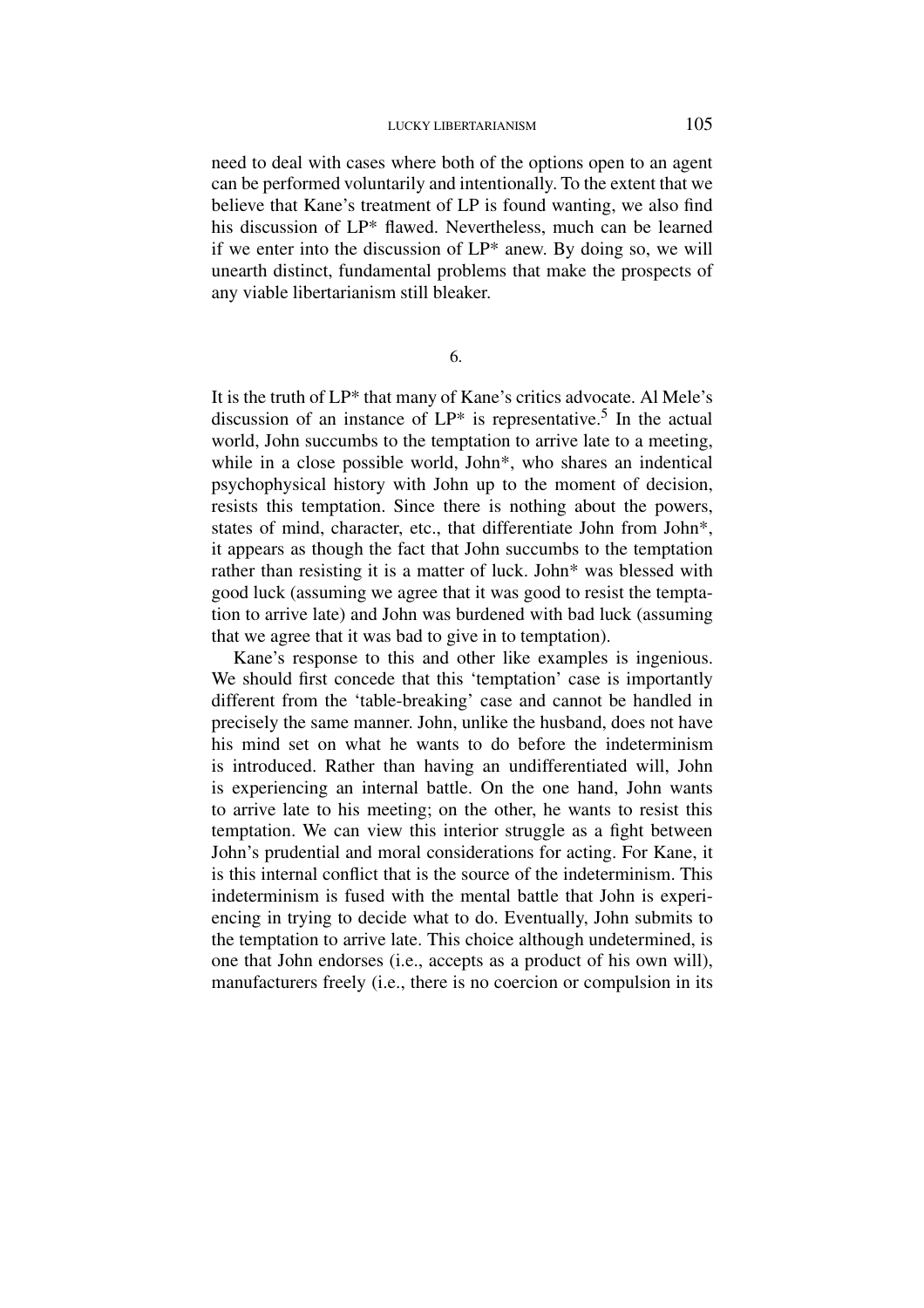need to deal with cases where both of the options open to an agent can be performed voluntarily and intentionally. To the extent that we believe that Kane's treatment of LP is found wanting, we also find his discussion of LP* flawed. Nevertheless, much can be learned if we enter into the discussion of LP* anew. By doing so, we will unearth distinct, fundamental problems that make the prospects of any viable libertarianism still bleaker.

## 6.

It is the truth of LP* that many of Kane's critics advocate. Al Mele's discussion of an instance of LP* is representative.[5] In the actual world, John succumbs to the temptation to arrive late to a meeting, while in a close possible world, John*, who shares an indentical psychophysical history with John up to the moment of decision, resists this temptation. Since there is nothing about the powers, states of mind, character, etc., that differentiate John from John*, it appears as though the fact that John succumbs to the temptation rather than resisting it is a matter of luck. John* was blessed with good luck (assuming we agree that it was good to resist the temptation to arrive late) and John was burdened with bad luck (assuming that we agree that it was bad to give in to temptation).

Kane's response to this and other like examples is ingenious. We should first concede that this 'temptation' case is importantly different from the 'table-breaking' case and cannot be handled in precisely the same manner. John, unlike the husband, does not have his mind set on what he wants to do before the indeterminism is introduced. Rather than having an undifferentiated will, John is experiencing an internal battle. On the one hand, John wants to arrive late to his meeting; on the other, he wants to resist this temptation. We can view this interior struggle as a fight between John's prudential and moral considerations for acting. For Kane, it is this internal conflict that is the source of the indeterminism. This indeterminism is fused with the mental battle that John is experiencing in trying to decide what to do. Eventually, John submits to the temptation to arrive late. This choice although undetermined, is one that John endorses (i.e., accepts as a product of his own will), manufacturers freely (i.e., there is no coercion or compulsion in its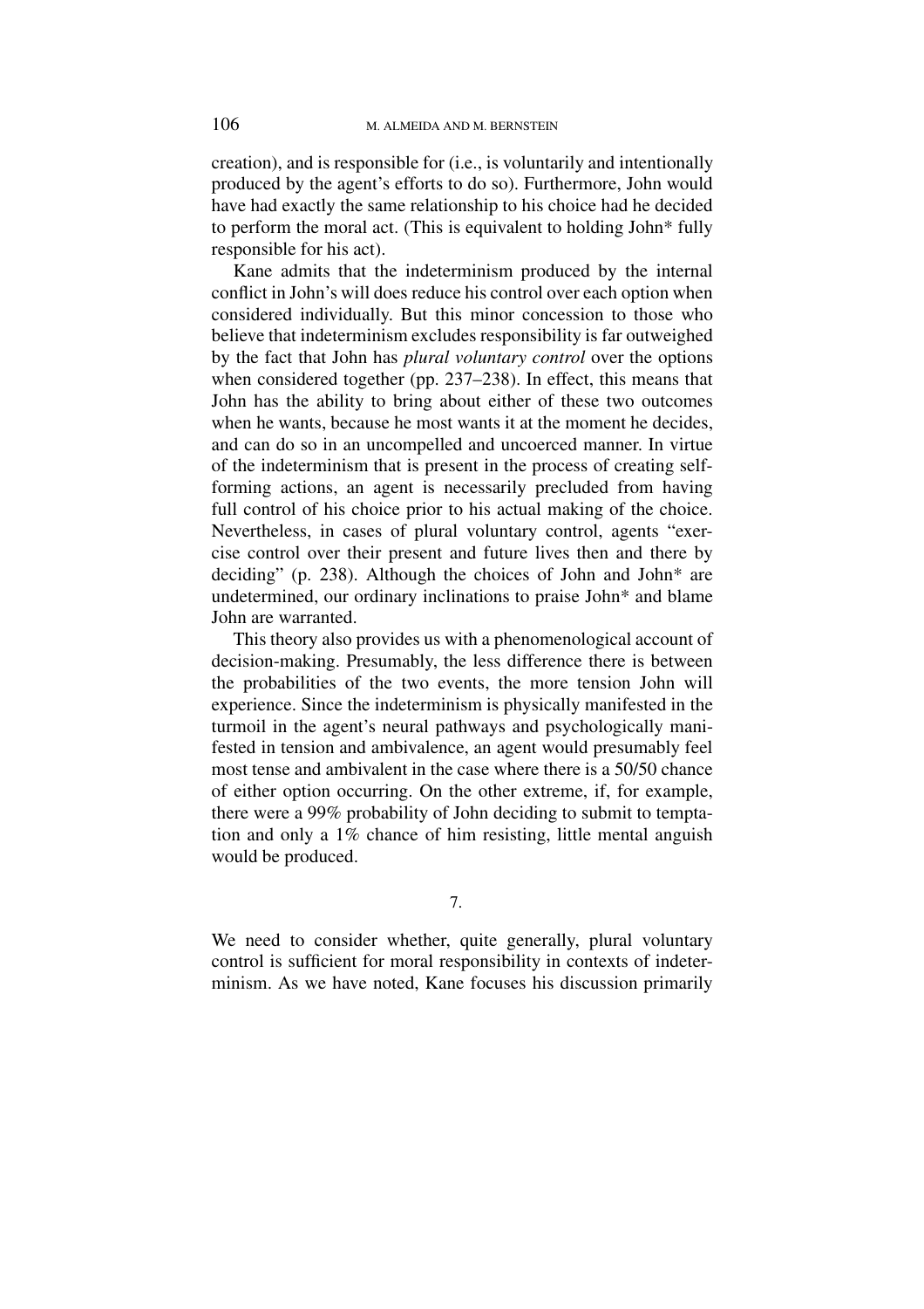creation), and is responsible for (i.e., is voluntarily and intentionally produced by the agent's efforts to do so). Furthermore, John would have had exactly the same relationship to his choice had he decided to perform the moral act. (This is equivalent to holding John* fully responsible for his act).

Kane admits that the indeterminism produced by the internal conflict in John's will does reduce his control over each option when considered individually. But this minor concession to those who believe that indeterminism excludes responsibility is far outweighed by the fact that John has *plural voluntary control* over the options when considered together (pp. 237–238). In effect, this means that John has the ability to bring about either of these two outcomes when he wants, because he most wants it at the moment he decides, and can do so in an uncompelled and uncoerced manner. In virtue of the indeterminism that is present in the process of creating self-forming actions, an agent is necessarily precluded from having full control of his choice prior to his actual making of the choice. Nevertheless, in cases of plural voluntary control, agents "exercise control over their present and future lives then and there by deciding" (p. 238). Although the choices of John and John* are undetermined, our ordinary inclinations to praise John* and blame John are warranted.

This theory also provides us with a phenomenological account of decision-making. Presumably, the less difference there is between the probabilities of the two events, the more tension John will experience. Since the indeterminism is physically manifested in the turmoil in the agent's neural pathways and psychologically manifested in tension and ambivalence, an agent would presumably feel most tense and ambivalent in the case where there is a 50/50 chance of either option occurring. On the other extreme, if, for example, there were a 99% probability of John deciding to submit to temptation and only a 1% chance of him resisting, little mental anguish would be produced.

## 7.

We need to consider whether, quite generally, plural voluntary control is sufficient for moral responsibility in contexts of indeterminism. As we have noted, Kane focuses his discussion primarily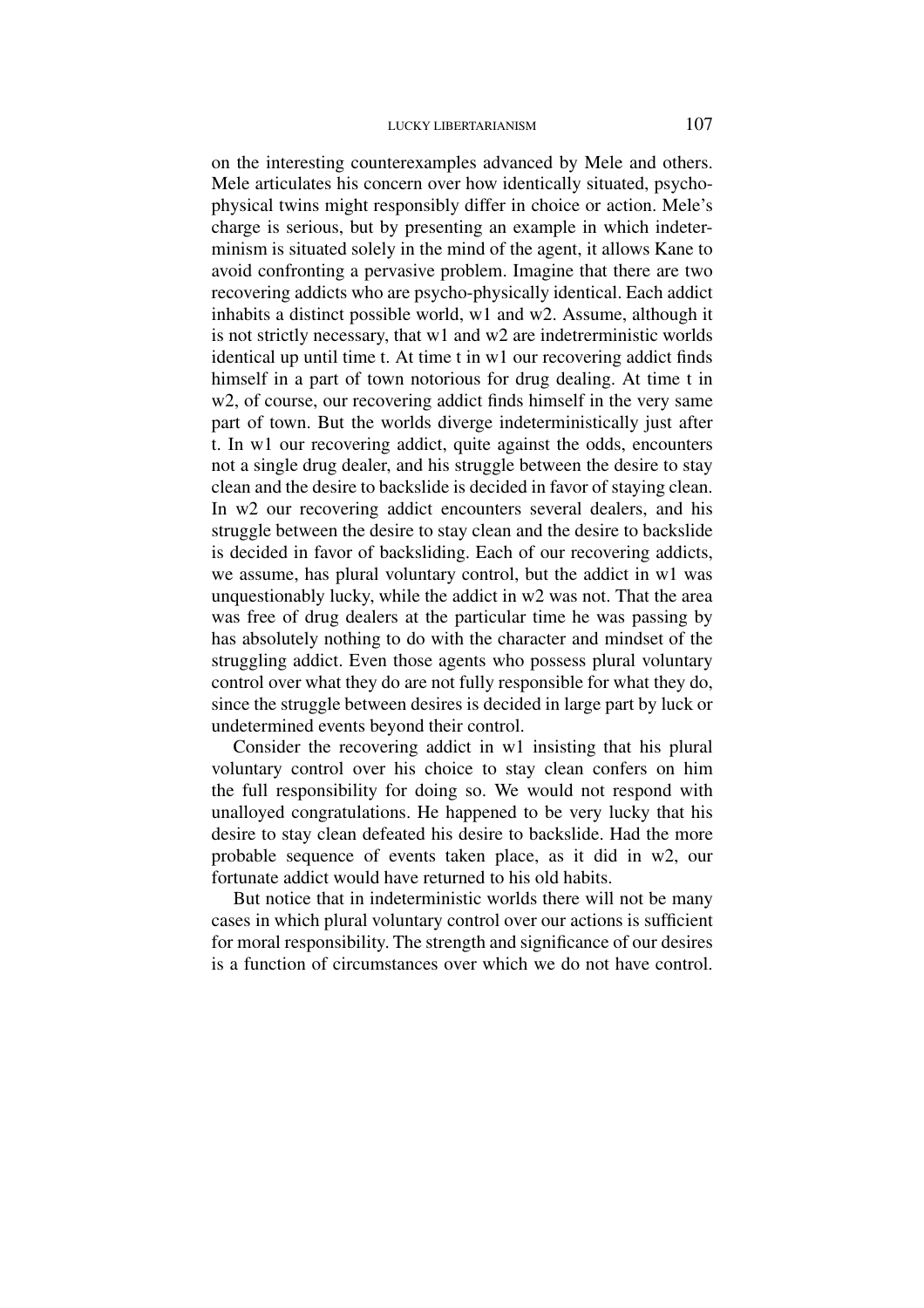on the interesting counterexamples advanced by Mele and others. Mele articulates his concern over how identically situated, psycho-physical twins might responsibly differ in choice or action. Mele's charge is serious, but by presenting an example in which indeterminism is situated solely in the mind of the agent, it allows Kane to avoid confronting a pervasive problem. Imagine that there are two recovering addicts who are psycho-physically identical. Each addict inhabits a distinct possible world, w1 and w2. Assume, although it is not strictly necessary, that w1 and w2 are indetrerministic worlds identical up until time t. At time t in w1 our recovering addict finds himself in a part of town notorious for drug dealing. At time t in w2, of course, our recovering addict finds himself in the very same part of town. But the worlds diverge indeterministically just after t. In w1 our recovering addict, quite against the odds, encounters not a single drug dealer, and his struggle between the desire to stay clean and the desire to backslide is decided in favor of staying clean. In w2 our recovering addict encounters several dealers, and his struggle between the desire to stay clean and the desire to backslide is decided in favor of backsliding. Each of our recovering addicts, we assume, has plural voluntary control, but the addict in w1 was unquestionably lucky, while the addict in w2 was not. That the area was free of drug dealers at the particular time he was passing by has absolutely nothing to do with the character and mindset of the struggling addict. Even those agents who possess plural voluntary control over what they do are not fully responsible for what they do, since the struggle between desires is decided in large part by luck or undetermined events beyond their control.

Consider the recovering addict in w1 insisting that his plural voluntary control over his choice to stay clean confers on him the full responsibility for doing so. We would not respond with unalloyed congratulations. He happened to be very lucky that his desire to stay clean defeated his desire to backslide. Had the more probable sequence of events taken place, as it did in w2, our fortunate addict would have returned to his old habits.

But notice that in indeterministic worlds there will not be many cases in which plural voluntary control over our actions is sufficient for moral responsibility. The strength and significance of our desires is a function of circumstances over which we do not have control.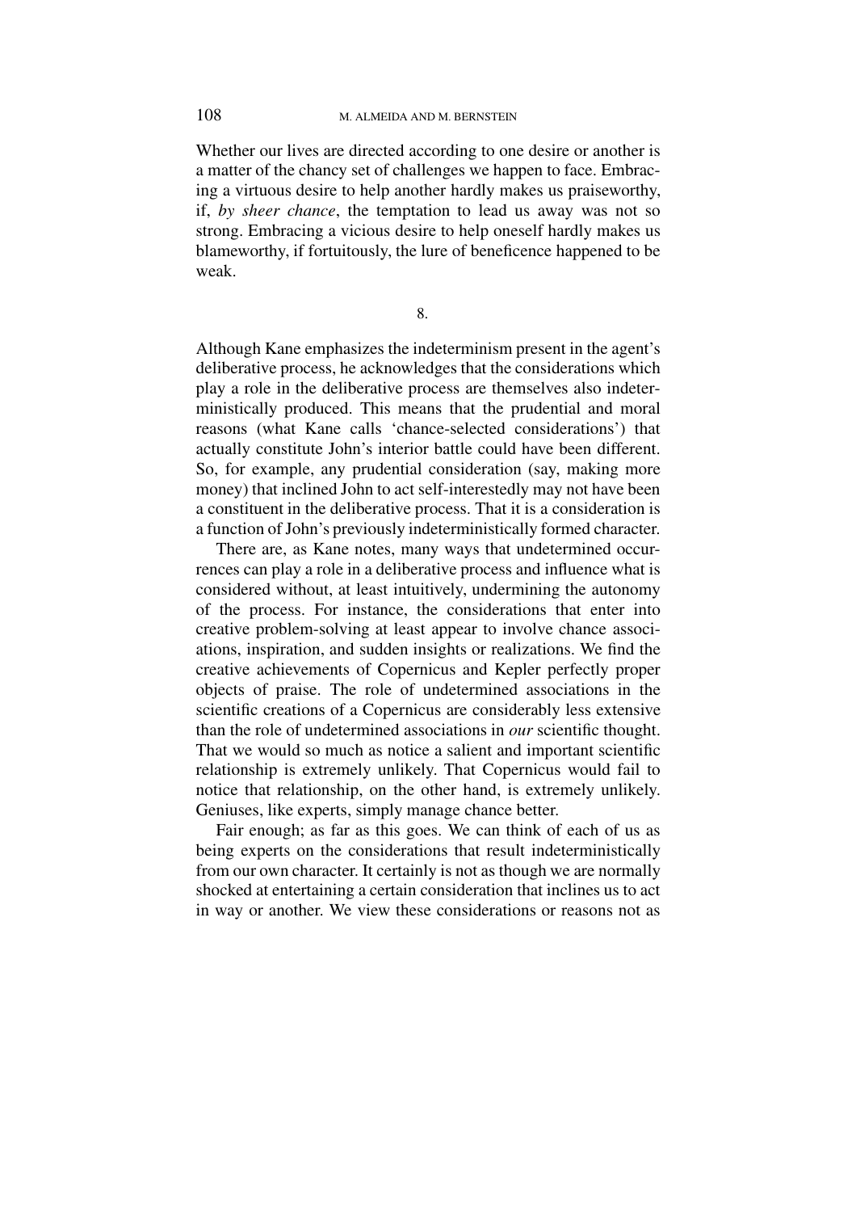Whether our lives are directed according to one desire or another is a matter of the chancy set of challenges we happen to face. Embracing a virtuous desire to help another hardly makes us praiseworthy, if, *by sheer chance*, the temptation to lead us away was not so strong. Embracing a vicious desire to help oneself hardly makes us blameworthy, if fortuitously, the lure of beneficence happened to be weak.

## 8.

Although Kane emphasizes the indeterminism present in the agent's deliberative process, he acknowledges that the considerations which play a role in the deliberative process are themselves also indeterministically produced. This means that the prudential and moral reasons (what Kane calls 'chance-selected considerations') that actually constitute John's interior battle could have been different. So, for example, any prudential consideration (say, making more money) that inclined John to act self-interestedly may not have been a constituent in the deliberative process. That it is a consideration is a function of John's previously indeterministically formed character.

There are, as Kane notes, many ways that undetermined occurrences can play a role in a deliberative process and influence what is considered without, at least intuitively, undermining the autonomy of the process. For instance, the considerations that enter into creative problem-solving at least appear to involve chance associations, inspiration, and sudden insights or realizations. We find the creative achievements of Copernicus and Kepler perfectly proper objects of praise. The role of undetermined associations in the scientific creations of a Copernicus are considerably less extensive than the role of undetermined associations in *our* scientific thought. That we would so much as notice a salient and important scientific relationship is extremely unlikely. That Copernicus would fail to notice that relationship, on the other hand, is extremely unlikely. Geniuses, like experts, simply manage chance better.

Fair enough; as far as this goes. We can think of each of us as being experts on the considerations that result indeterministically from our own character. It certainly is not as though we are normally shocked at entertaining a certain consideration that inclines us to act in way or another. We view these considerations or reasons not as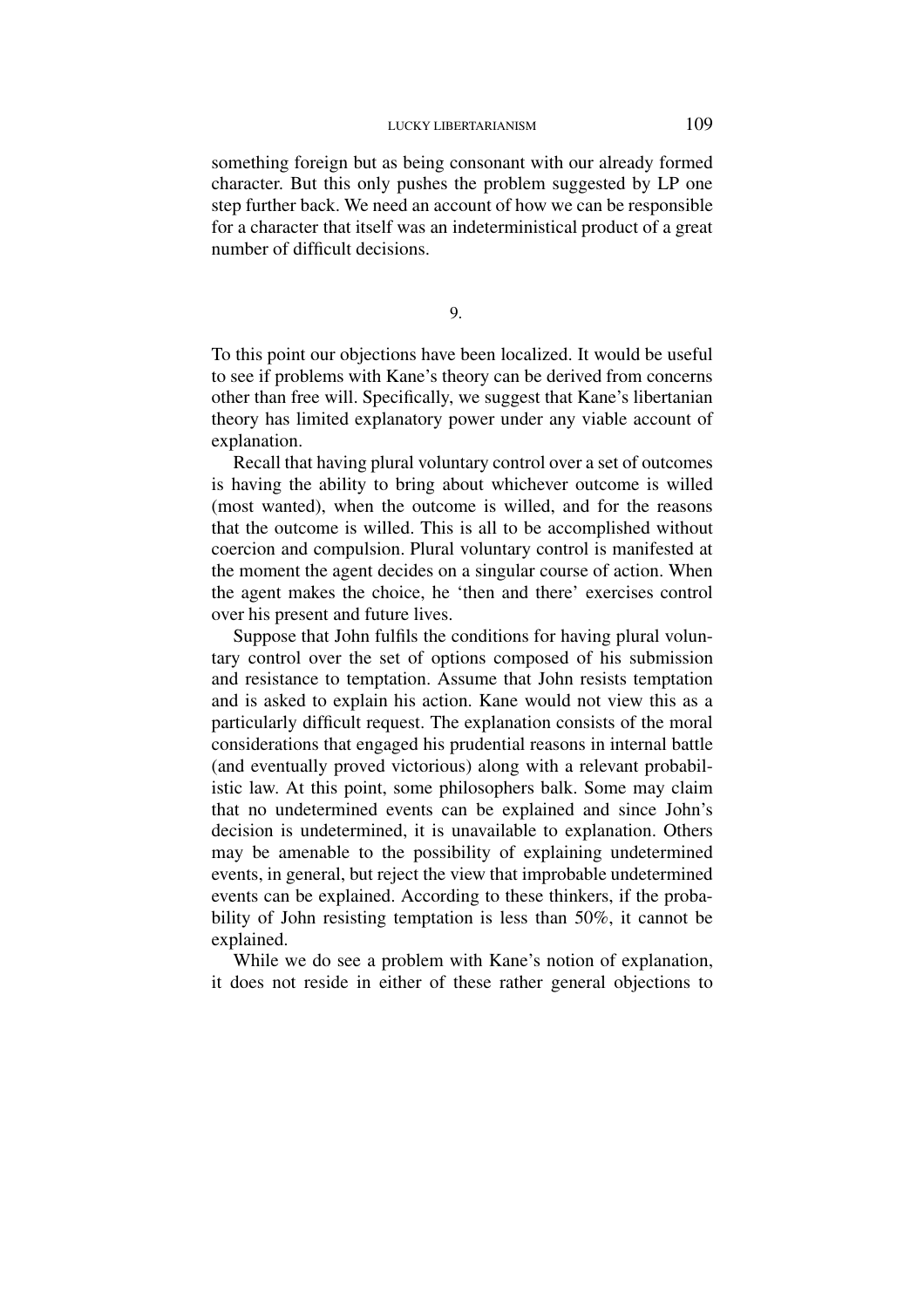something foreign but as being consonant with our already formed character. But this only pushes the problem suggested by LP one step further back. We need an account of how we can be responsible for a character that itself was an indeterministical product of a great number of difficult decisions.

## 9.

To this point our objections have been localized. It would be useful to see if problems with Kane's theory can be derived from concerns other than free will. Specifically, we suggest that Kane's libertanian theory has limited explanatory power under any viable account of explanation.

Recall that having plural voluntary control over a set of outcomes is having the ability to bring about whichever outcome is willed (most wanted), when the outcome is willed, and for the reasons that the outcome is willed. This is all to be accomplished without coercion and compulsion. Plural voluntary control is manifested at the moment the agent decides on a singular course of action. When the agent makes the choice, he 'then and there' exercises control over his present and future lives.

Suppose that John fulfils the conditions for having plural voluntary control over the set of options composed of his submission and resistance to temptation. Assume that John resists temptation and is asked to explain his action. Kane would not view this as a particularly difficult request. The explanation consists of the moral considerations that engaged his prudential reasons in internal battle (and eventually proved victorious) along with a relevant probabilistic law. At this point, some philosophers balk. Some may claim that no undetermined events can be explained and since John's decision is undetermined, it is unavailable to explanation. Others may be amenable to the possibility of explaining undetermined events, in general, but reject the view that improbable undetermined events can be explained. According to these thinkers, if the probability of John resisting temptation is less than 50%, it cannot be explained.

While we do see a problem with Kane's notion of explanation, it does not reside in either of these rather general objections to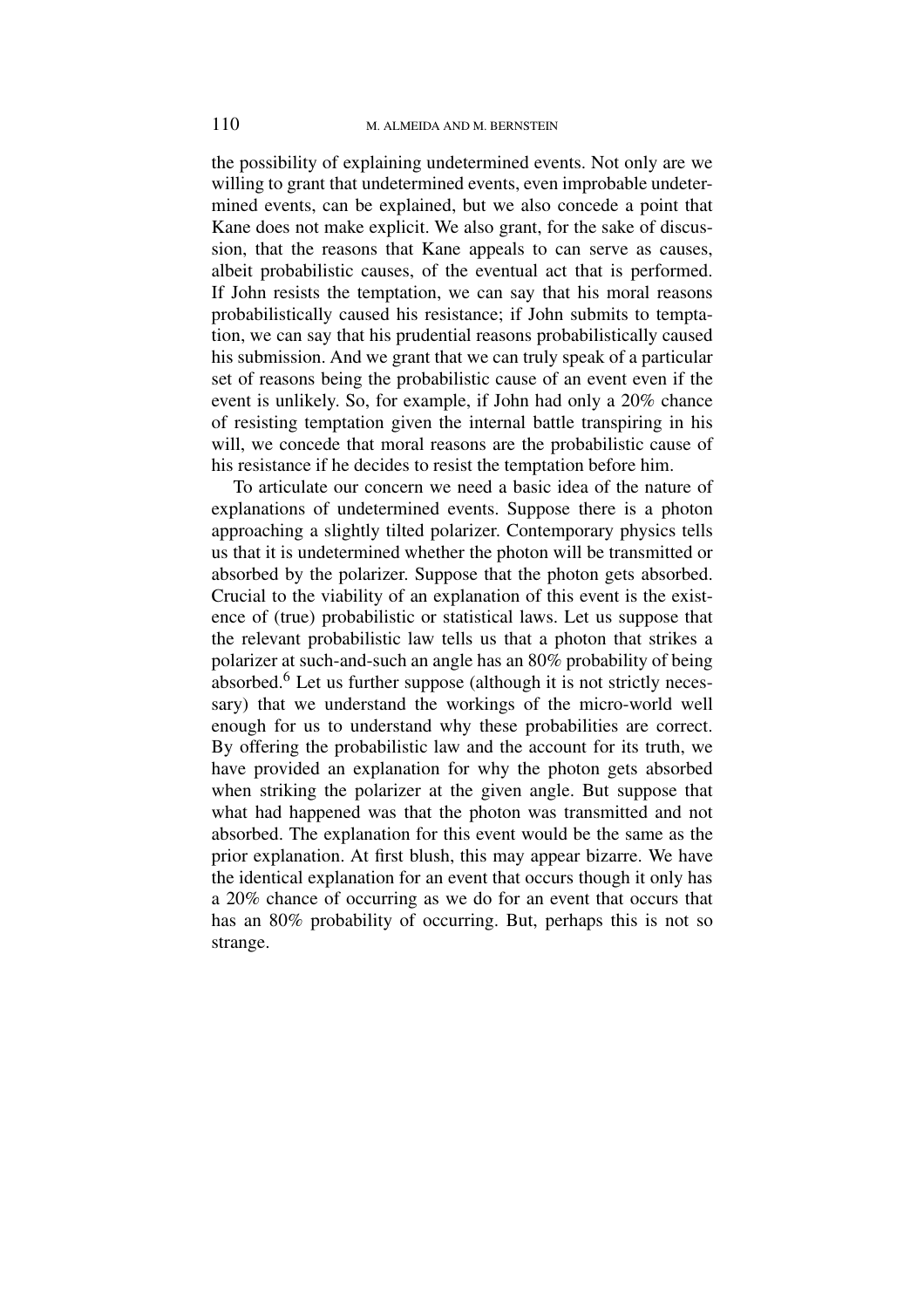the possibility of explaining undetermined events. Not only are we willing to grant that undetermined events, even improbable undetermined events, can be explained, but we also concede a point that Kane does not make explicit. We also grant, for the sake of discussion, that the reasons that Kane appeals to can serve as causes, albeit probabilistic causes, of the eventual act that is performed. If John resists the temptation, we can say that his moral reasons probabilistically caused his resistance; if John submits to temptation, we can say that his prudential reasons probabilistically caused his submission. And we grant that we can truly speak of a particular set of reasons being the probabilistic cause of an event even if the event is unlikely. So, for example, if John had only a 20% chance of resisting temptation given the internal battle transpiring in his will, we concede that moral reasons are the probabilistic cause of his resistance if he decides to resist the temptation before him.

To articulate our concern we need a basic idea of the nature of explanations of undetermined events. Suppose there is a photon approaching a slightly tilted polarizer. Contemporary physics tells us that it is undetermined whether the photon will be transmitted or absorbed by the polarizer. Suppose that the photon gets absorbed. Crucial to the viability of an explanation of this event is the existence of (true) probabilistic or statistical laws. Let us suppose that the relevant probabilistic law tells us that a photon that strikes a polarizer at such-and-such an angle has an 80% probability of being absorbed.[6] Let us further suppose (although it is not strictly necessary) that we understand the workings of the micro-world well enough for us to understand why these probabilities are correct. By offering the probabilistic law and the account for its truth, we have provided an explanation for why the photon gets absorbed when striking the polarizer at the given angle. But suppose that what had happened was that the photon was transmitted and not absorbed. The explanation for this event would be the same as the prior explanation. At first blush, this may appear bizarre. We have the identical explanation for an event that occurs though it only has a 20% chance of occurring as we do for an event that occurs that has an 80% probability of occurring. But, perhaps this is not so strange.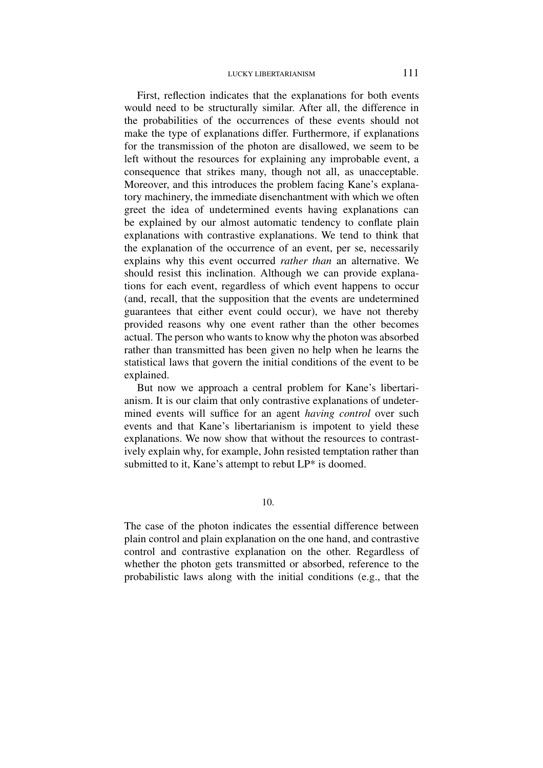First, reflection indicates that the explanations for both events would need to be structurally similar. After all, the difference in the probabilities of the occurrences of these events should not make the type of explanations differ. Furthermore, if explanations for the transmission of the photon are disallowed, we seem to be left without the resources for explaining any improbable event, a consequence that strikes many, though not all, as unacceptable. Moreover, and this introduces the problem facing Kane's explanatory machinery, the immediate disenchantment with which we often greet the idea of undetermined events having explanations can be explained by our almost automatic tendency to conflate plain explanations with contrastive explanations. We tend to think that the explanation of the occurrence of an event, per se, necessarily explains why this event occurred *rather than* an alternative. We should resist this inclination. Although we can provide explanations for each event, regardless of which event happens to occur (and, recall, that the supposition that the events are undetermined guarantees that either event could occur), we have not thereby provided reasons why one event rather than the other becomes actual. The person who wants to know why the photon was absorbed rather than transmitted has been given no help when he learns the statistical laws that govern the initial conditions of the event to be explained.

But now we approach a central problem for Kane's libertarianism. It is our claim that only contrastive explanations of undetermined events will suffice for an agent *having control* over such events and that Kane's libertarianism is impotent to yield these explanations. We now show that without the resources to contrastively explain why, for example, John resisted temptation rather than submitted to it, Kane's attempt to rebut LP* is doomed.

## 10.

The case of the photon indicates the essential difference between plain control and plain explanation on the one hand, and contrastive control and contrastive explanation on the other. Regardless of whether the photon gets transmitted or absorbed, reference to the probabilistic laws along with the initial conditions (e.g., that the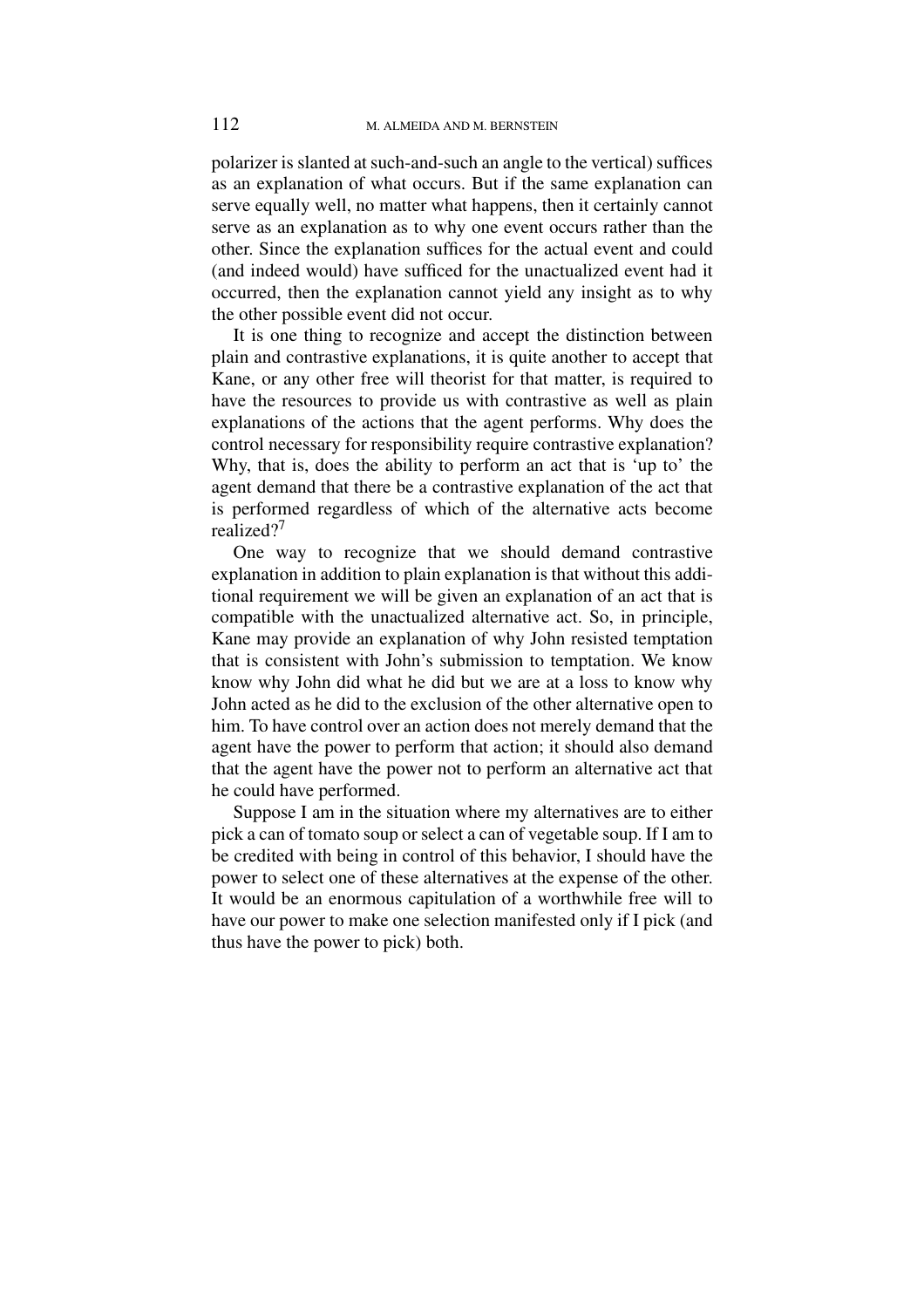polarizer is slanted at such-and-such an angle to the vertical) suffices as an explanation of what occurs. But if the same explanation can serve equally well, no matter what happens, then it certainly cannot serve as an explanation as to why one event occurs rather than the other. Since the explanation suffices for the actual event and could (and indeed would) have sufficed for the unactualized event had it occurred, then the explanation cannot yield any insight as to why the other possible event did not occur.

It is one thing to recognize and accept the distinction between plain and contrastive explanations, it is quite another to accept that Kane, or any other free will theorist for that matter, is required to have the resources to provide us with contrastive as well as plain explanations of the actions that the agent performs. Why does the control necessary for responsibility require contrastive explanation? Why, that is, does the ability to perform an act that is 'up to' the agent demand that there be a contrastive explanation of the act that is performed regardless of which of the alternative acts become realized?[7]

One way to recognize that we should demand contrastive explanation in addition to plain explanation is that without this additional requirement we will be given an explanation of an act that is compatible with the unactualized alternative act. So, in principle, Kane may provide an explanation of why John resisted temptation that is consistent with John's submission to temptation. We know know why John did what he did but we are at a loss to know why John acted as he did to the exclusion of the other alternative open to him. To have control over an action does not merely demand that the agent have the power to perform that action; it should also demand that the agent have the power not to perform an alternative act that he could have performed.

Suppose I am in the situation where my alternatives are to either pick a can of tomato soup or select a can of vegetable soup. If I am to be credited with being in control of this behavior, I should have the power to select one of these alternatives at the expense of the other. It would be an enormous capitulation of a worthwhile free will to have our power to make one selection manifested only if I pick (and thus have the power to pick) both.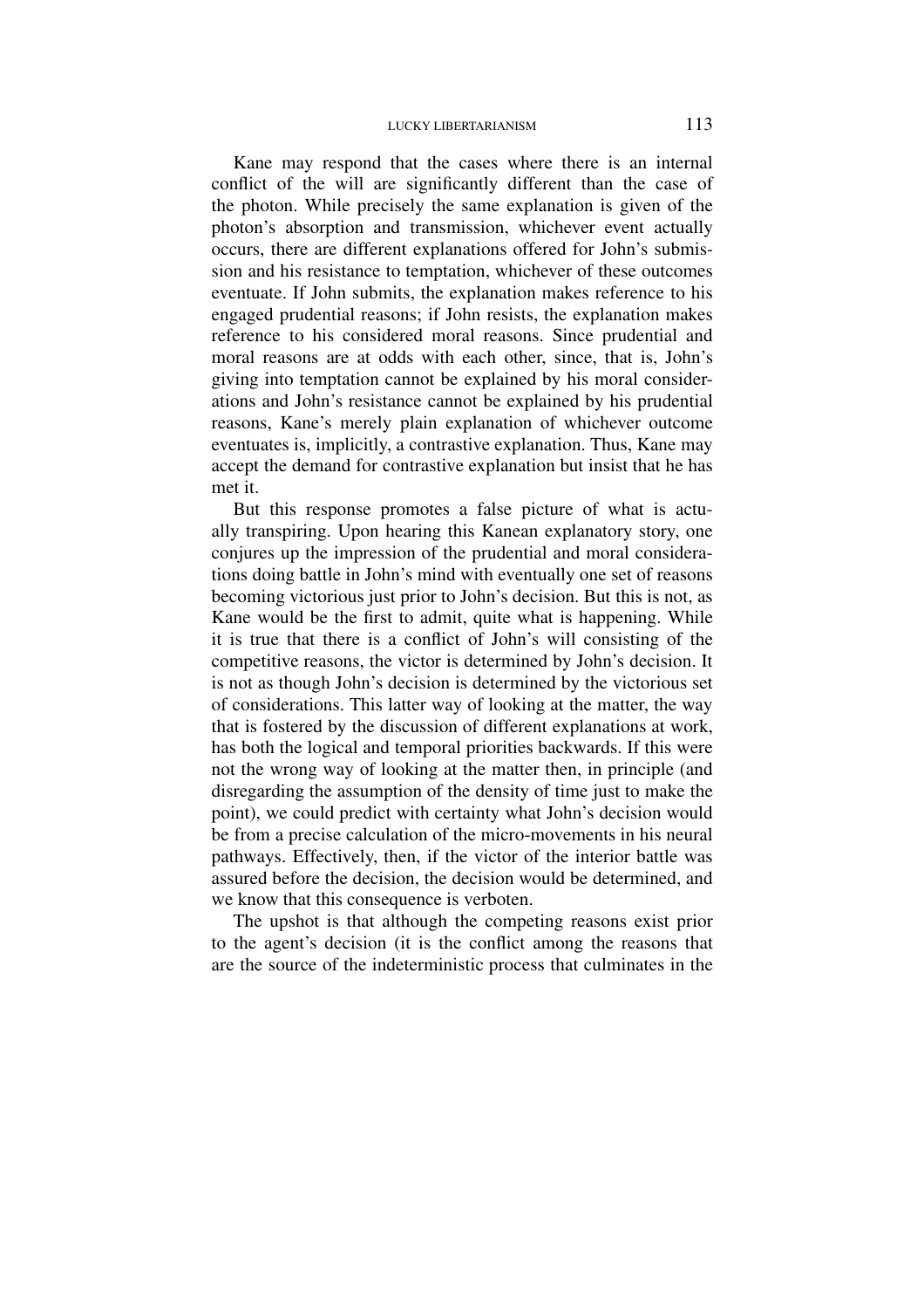Kane may respond that the cases where there is an internal conflict of the will are significantly different than the case of the photon. While precisely the same explanation is given of the photon's absorption and transmission, whichever event actually occurs, there are different explanations offered for John's submission and his resistance to temptation, whichever of these outcomes eventuate. If John submits, the explanation makes reference to his engaged prudential reasons; if John resists, the explanation makes reference to his considered moral reasons. Since prudential and moral reasons are at odds with each other, since, that is, John's giving into temptation cannot be explained by his moral considerations and John's resistance cannot be explained by his prudential reasons, Kane's merely plain explanation of whichever outcome eventuates is, implicitly, a contrastive explanation. Thus, Kane may accept the demand for contrastive explanation but insist that he has met it.

But this response promotes a false picture of what is actually transpiring. Upon hearing this Kanean explanatory story, one conjures up the impression of the prudential and moral considerations doing battle in John's mind with eventually one set of reasons becoming victorious just prior to John's decision. But this is not, as Kane would be the first to admit, quite what is happening. While it is true that there is a conflict of John's will consisting of the competitive reasons, the victor is determined by John's decision. It is not as though John's decision is determined by the victorious set of considerations. This latter way of looking at the matter, the way that is fostered by the discussion of different explanations at work, has both the logical and temporal priorities backwards. If this were not the wrong way of looking at the matter then, in principle (and disregarding the assumption of the density of time just to make the point), we could predict with certainty what John's decision would be from a precise calculation of the micro-movements in his neural pathways. Effectively, then, if the victor of the interior battle was assured before the decision, the decision would be determined, and we know that this consequence is verboten.

The upshot is that although the competing reasons exist prior to the agent's decision (it is the conflict among the reasons that are the source of the indeterministic process that culminates in the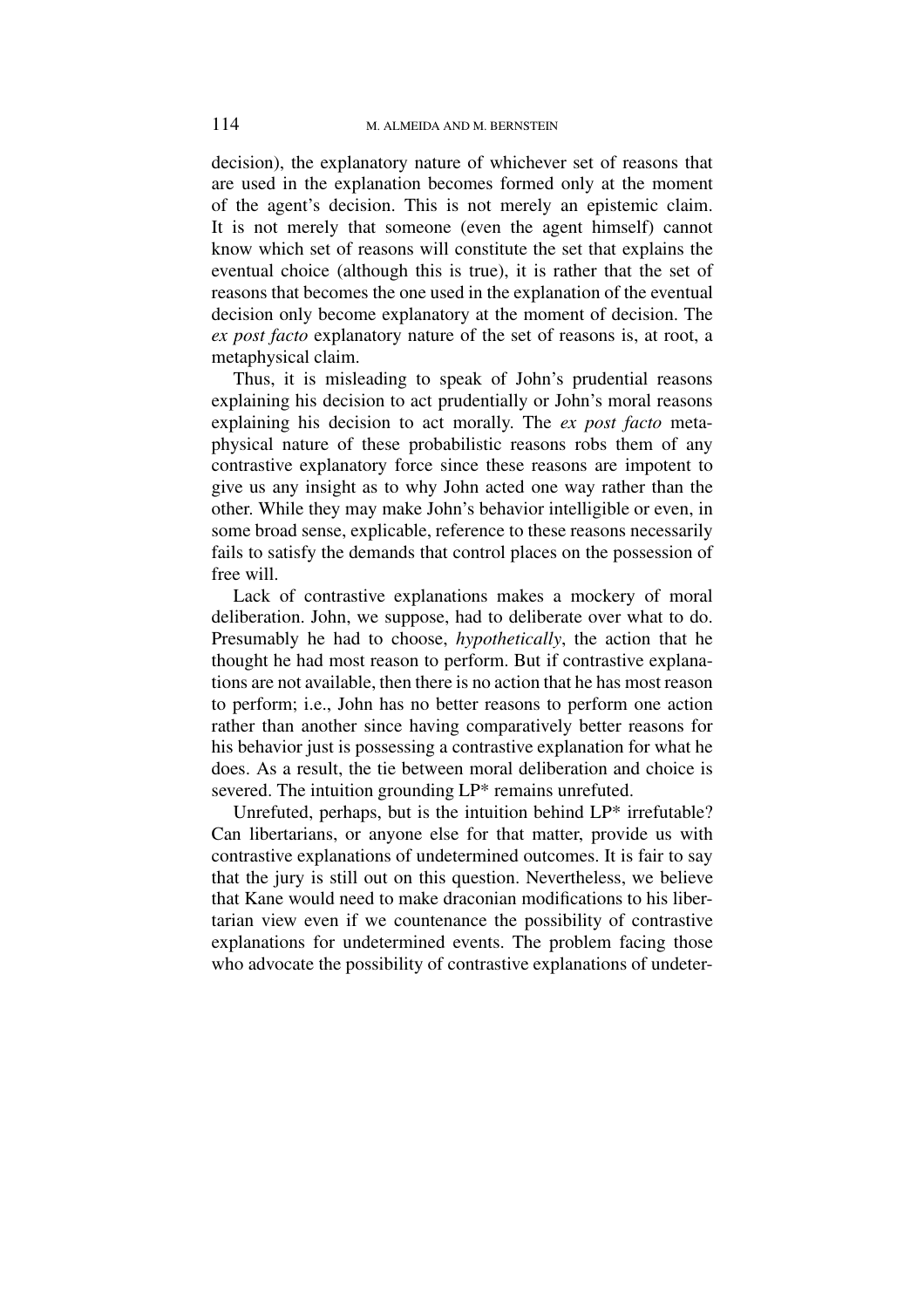decision), the explanatory nature of whichever set of reasons that are used in the explanation becomes formed only at the moment of the agent's decision. This is not merely an epistemic claim. It is not merely that someone (even the agent himself) cannot know which set of reasons will constitute the set that explains the eventual choice (although this is true), it is rather that the set of reasons that becomes the one used in the explanation of the eventual decision only become explanatory at the moment of decision. The *ex post facto* explanatory nature of the set of reasons is, at root, a metaphysical claim.

Thus, it is misleading to speak of John's prudential reasons explaining his decision to act prudentially or John's moral reasons explaining his decision to act morally. The *ex post facto* metaphysical nature of these probabilistic reasons robs them of any contrastive explanatory force since these reasons are impotent to give us any insight as to why John acted one way rather than the other. While they may make John's behavior intelligible or even, in some broad sense, explicable, reference to these reasons necessarily fails to satisfy the demands that control places on the possession of free will.

Lack of contrastive explanations makes a mockery of moral deliberation. John, we suppose, had to deliberate over what to do. Presumably he had to choose, *hypothetically*, the action that he thought he had most reason to perform. But if contrastive explanations are not available, then there is no action that he has most reason to perform; i.e., John has no better reasons to perform one action rather than another since having comparatively better reasons for his behavior just is possessing a contrastive explanation for what he does. As a result, the tie between moral deliberation and choice is severed. The intuition grounding LP* remains unrefuted.

Unrefuted, perhaps, but is the intuition behind LP* irrefutable? Can libertarians, or anyone else for that matter, provide us with contrastive explanations of undetermined outcomes. It is fair to say that the jury is still out on this question. Nevertheless, we believe that Kane would need to make draconian modifications to his libertarian view even if we countenance the possibility of contrastive explanations for undetermined events. The problem facing those who advocate the possibility of contrastive explanations of undeter-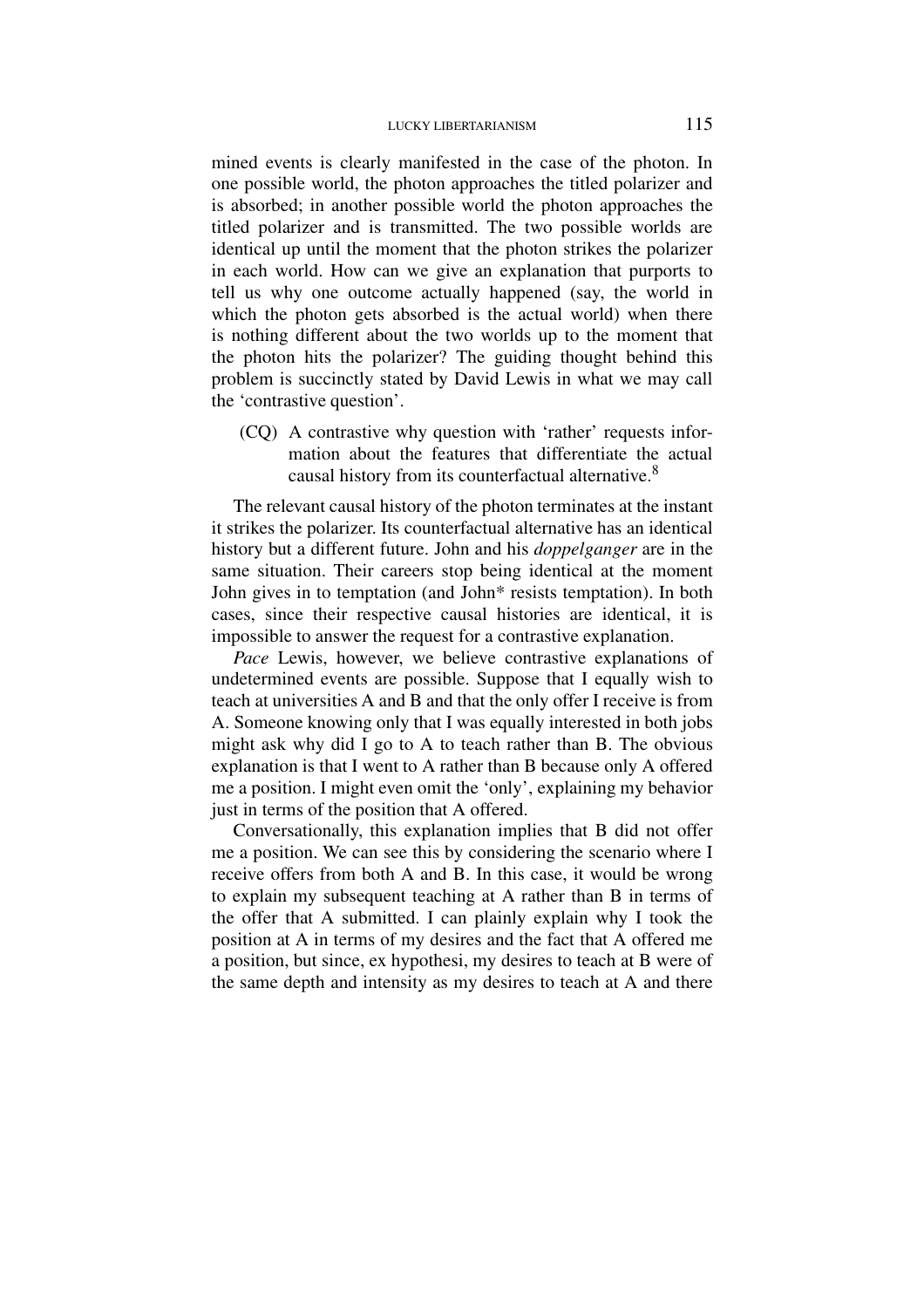mined events is clearly manifested in the case of the photon. In one possible world, the photon approaches the titled polarizer and is absorbed; in another possible world the photon approaches the titled polarizer and is transmitted. The two possible worlds are identical up until the moment that the photon strikes the polarizer in each world. How can we give an explanation that purports to tell us why one outcome actually happened (say, the world in which the photon gets absorbed is the actual world) when there is nothing different about the two worlds up to the moment that the photon hits the polarizer? The guiding thought behind this problem is succinctly stated by David Lewis in what we may call the 'contrastive question'.

> (CQ) A contrastive why question with 'rather' requests information about the features that differentiate the actual causal history from its counterfactual alternative.[8]

The relevant causal history of the photon terminates at the instant it strikes the polarizer. Its counterfactual alternative has an identical history but a different future. John and his *doppelganger* are in the same situation. Their careers stop being identical at the moment John gives in to temptation (and John* resists temptation). In both cases, since their respective causal histories are identical, it is impossible to answer the request for a contrastive explanation.

*Pace* Lewis, however, we believe contrastive explanations of undetermined events are possible. Suppose that I equally wish to teach at universities A and B and that the only offer I receive is from A. Someone knowing only that I was equally interested in both jobs might ask why did I go to A to teach rather than B. The obvious explanation is that I went to A rather than B because only A offered me a position. I might even omit the 'only', explaining my behavior just in terms of the position that A offered.

Conversationally, this explanation implies that B did not offer me a position. We can see this by considering the scenario where I receive offers from both A and B. In this case, it would be wrong to explain my subsequent teaching at A rather than B in terms of the offer that A submitted. I can plainly explain why I took the position at A in terms of my desires and the fact that A offered me a position, but since, ex hypothesi, my desires to teach at B were of the same depth and intensity as my desires to teach at A and there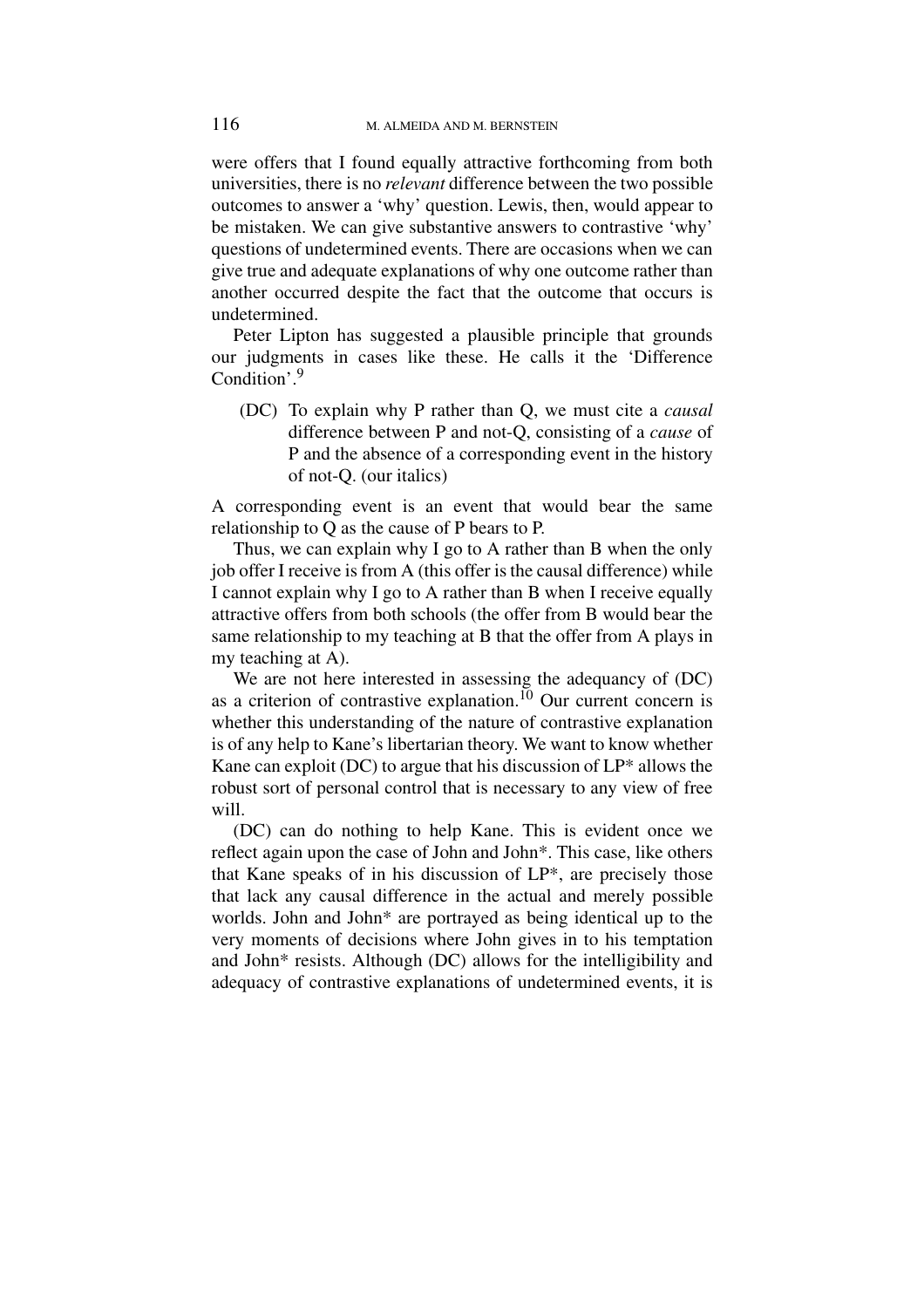were offers that I found equally attractive forthcoming from both universities, there is no *relevant* difference between the two possible outcomes to answer a 'why' question. Lewis, then, would appear to be mistaken. We can give substantive answers to contrastive 'why' questions of undetermined events. There are occasions when we can give true and adequate explanations of why one outcome rather than another occurred despite the fact that the outcome that occurs is undetermined.

Peter Lipton has suggested a plausible principle that grounds our judgments in cases like these. He calls it the 'Difference Condition'.[9]

> (DC) To explain why P rather than Q, we must cite a *causal* difference between P and not-Q, consisting of a *cause* of P and the absence of a corresponding event in the history of not-Q. (our italics)

A corresponding event is an event that would bear the same relationship to Q as the cause of P bears to P.

Thus, we can explain why I go to A rather than B when the only job offer I receive is from A (this offer is the causal difference) while I cannot explain why I go to A rather than B when I receive equally attractive offers from both schools (the offer from B would bear the same relationship to my teaching at B that the offer from A plays in my teaching at A).

We are not here interested in assessing the adequancy of (DC) as a criterion of contrastive explanation.[10] Our current concern is whether this understanding of the nature of contrastive explanation is of any help to Kane's libertarian theory. We want to know whether Kane can exploit (DC) to argue that his discussion of LP* allows the robust sort of personal control that is necessary to any view of free will.

(DC) can do nothing to help Kane. This is evident once we reflect again upon the case of John and John*. This case, like others that Kane speaks of in his discussion of LP*, are precisely those that lack any causal difference in the actual and merely possible worlds. John and John* are portrayed as being identical up to the very moments of decisions where John gives in to his temptation and John* resists. Although (DC) allows for the intelligibility and adequacy of contrastive explanations of undetermined events, it is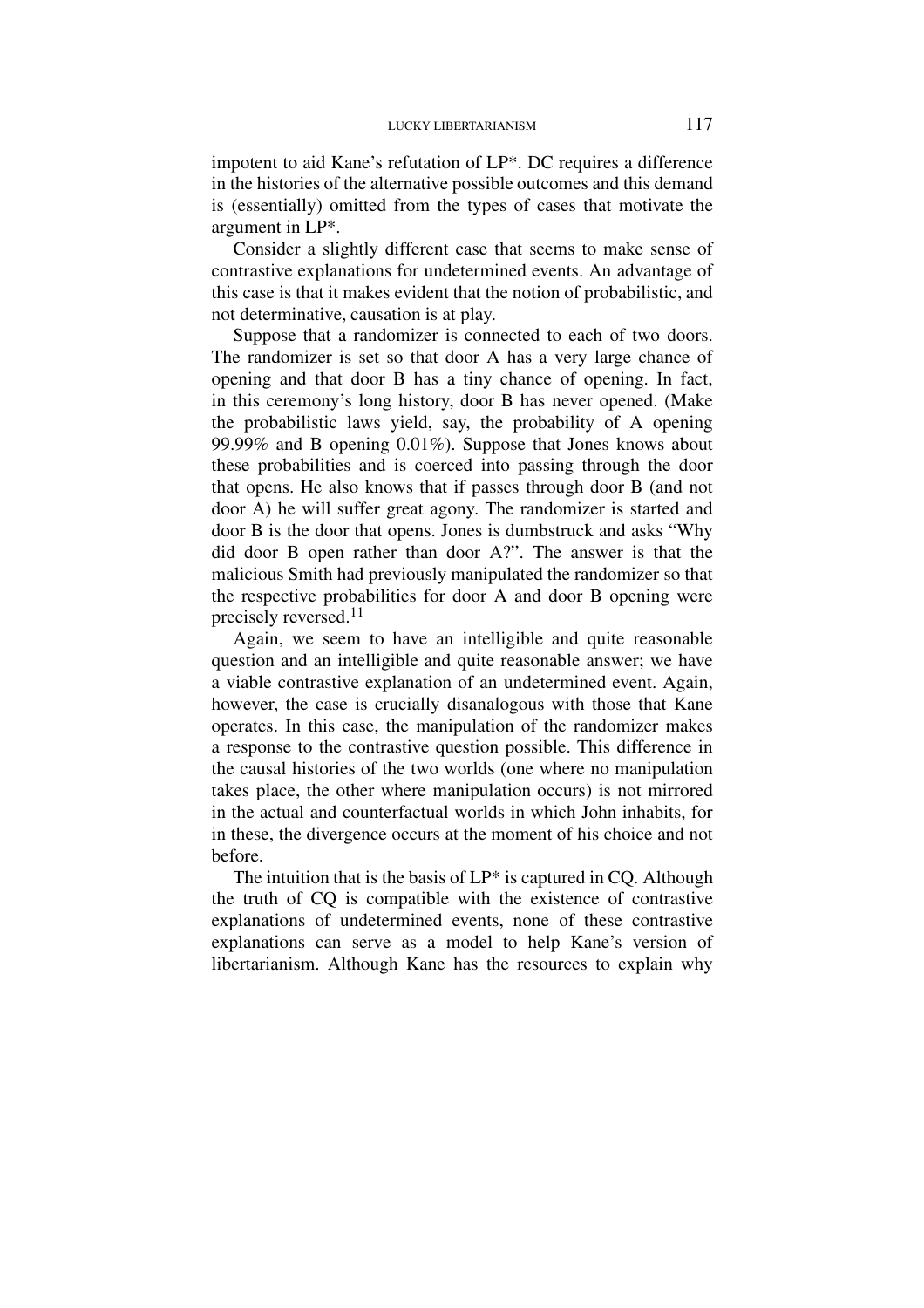impotent to aid Kane's refutation of LP*. DC requires a difference in the histories of the alternative possible outcomes and this demand is (essentially) omitted from the types of cases that motivate the argument in LP*.

Consider a slightly different case that seems to make sense of contrastive explanations for undetermined events. An advantage of this case is that it makes evident that the notion of probabilistic, and not determinative, causation is at play.

Suppose that a randomizer is connected to each of two doors. The randomizer is set so that door A has a very large chance of opening and that door B has a tiny chance of opening. In fact, in this ceremony's long history, door B has never opened. (Make the probabilistic laws yield, say, the probability of A opening 99.99% and B opening 0.01%). Suppose that Jones knows about these probabilities and is coerced into passing through the door that opens. He also knows that if passes through door B (and not door A) he will suffer great agony. The randomizer is started and door B is the door that opens. Jones is dumbstruck and asks "Why did door B open rather than door A?". The answer is that the malicious Smith had previously manipulated the randomizer so that the respective probabilities for door A and door B opening were precisely reversed.[11]

Again, we seem to have an intelligible and quite reasonable question and an intelligible and quite reasonable answer; we have a viable contrastive explanation of an undetermined event. Again, however, the case is crucially disanalogous with those that Kane operates. In this case, the manipulation of the randomizer makes a response to the contrastive question possible. This difference in the causal histories of the two worlds (one where no manipulation takes place, the other where manipulation occurs) is not mirrored in the actual and counterfactual worlds in which John inhabits, for in these, the divergence occurs at the moment of his choice and not before.

The intuition that is the basis of LP* is captured in CQ. Although the truth of CQ is compatible with the existence of contrastive explanations of undetermined events, none of these contrastive explanations can serve as a model to help Kane's version of libertarianism. Although Kane has the resources to explain why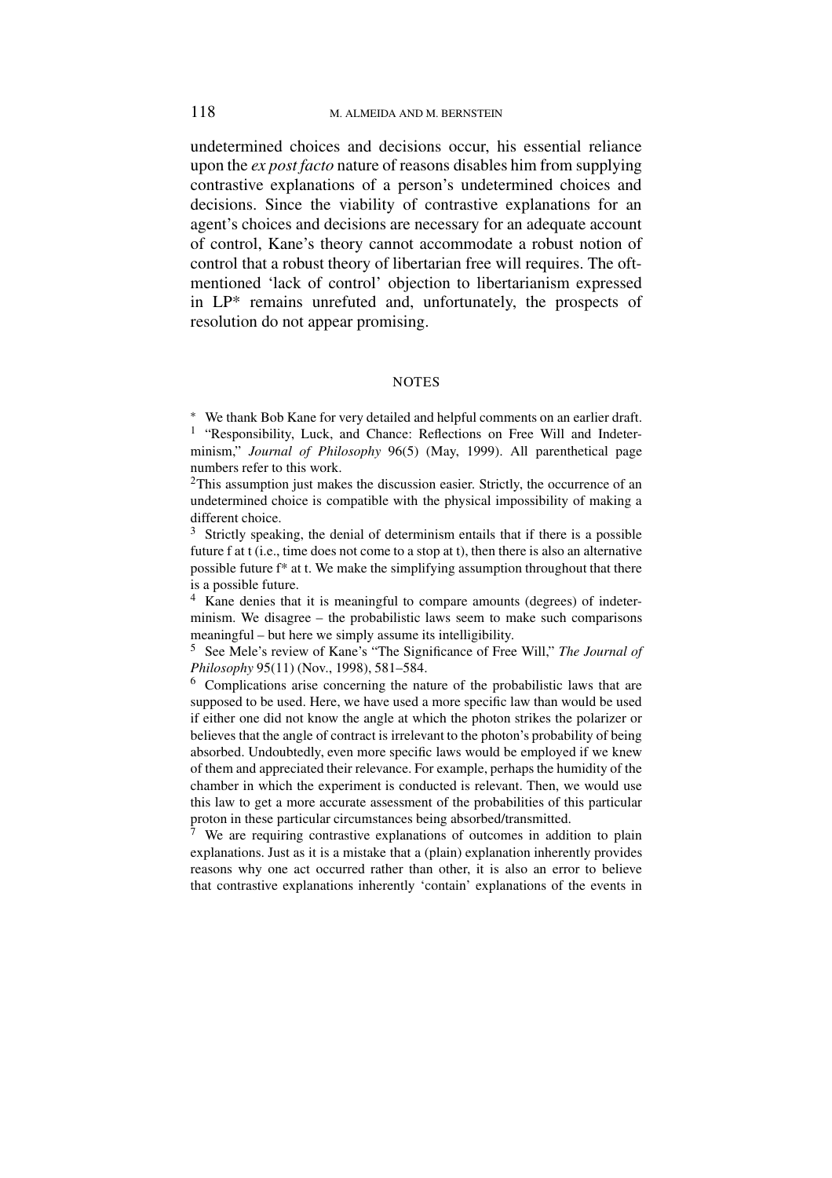undetermined choices and decisions occur, his essential reliance upon the *ex post facto* nature of reasons disables him from supplying contrastive explanations of a person's undetermined choices and decisions. Since the viability of contrastive explanations for an agent's choices and decisions are necessary for an adequate account of control, Kane's theory cannot accommodate a robust notion of control that a robust theory of libertarian free will requires. The oft-mentioned 'lack of control' objection to libertarianism expressed in LP* remains unrefuted and, unfortunately, the prospects of resolution do not appear promising.

## NOTES

[*] We thank Bob Kane for very detailed and helpful comments on an earlier draft.

[1] "Responsibility, Luck, and Chance: Reflections on Free Will and Indeterminism," *Journal of Philosophy* 96(5) (May, 1999). All parenthetical page numbers refer to this work.

[2] This assumption just makes the discussion easier. Strictly, the occurrence of an undetermined choice is compatible with the physical impossibility of making a different choice.

[3] Strictly speaking, the denial of determinism entails that if there is a possible future f at t (i.e., time does not come to a stop at t), then there is also an alternative possible future f* at t. We make the simplifying assumption throughout that there is a possible future.

[4] Kane denies that it is meaningful to compare amounts (degrees) of indeterminism. We disagree – the probabilistic laws seem to make such comparisons meaningful – but here we simply assume its intelligibility.

[5] See Mele's review of Kane's "The Significance of Free Will," *The Journal of Philosophy* 95(11) (Nov., 1998), 581–584.

[6] Complications arise concerning the nature of the probabilistic laws that are supposed to be used. Here, we have used a more specific law than would be used if either one did not know the angle at which the photon strikes the polarizer or believes that the angle of contract is irrelevant to the photon's probability of being absorbed. Undoubtedly, even more specific laws would be employed if we knew of them and appreciated their relevance. For example, perhaps the humidity of the chamber in which the experiment is conducted is relevant. Then, we would use this law to get a more accurate assessment of the probabilities of this particular proton in these particular circumstances being absorbed/transmitted.

[7] We are requiring contrastive explanations of outcomes in addition to plain explanations. Just as it is a mistake that a (plain) explanation inherently provides reasons why one act occurred rather than other, it is also an error to believe that contrastive explanations inherently 'contain' explanations of the events in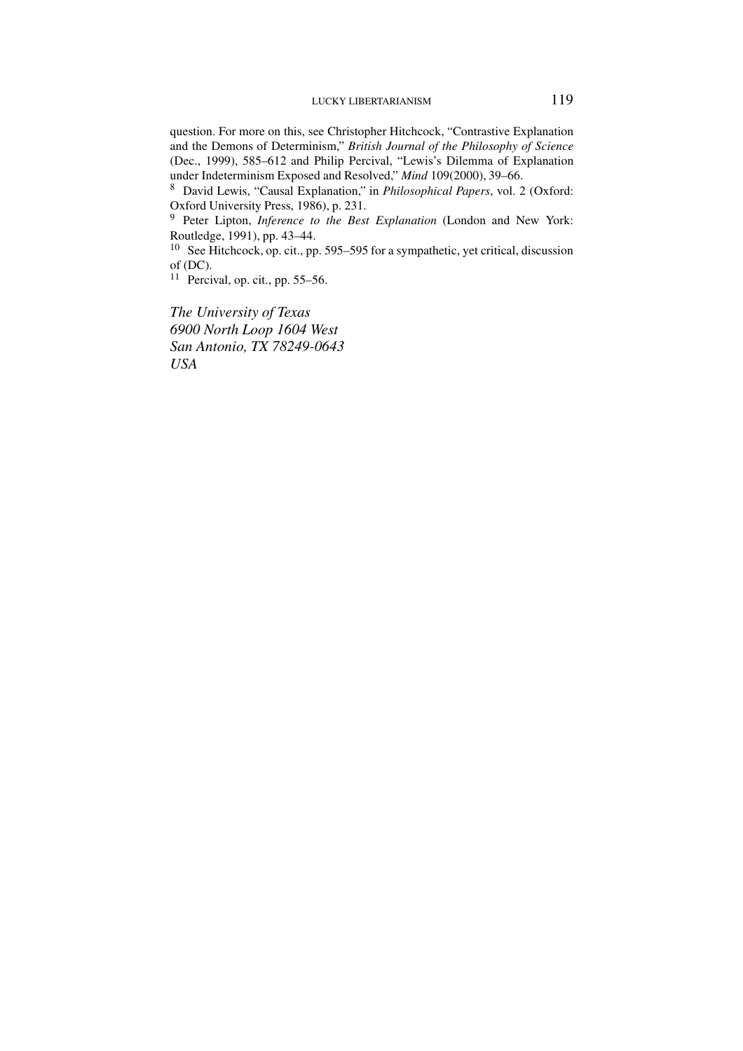question. For more on this, see Christopher Hitchcock, "Contrastive Explanation and the Demons of Determinism," *British Journal of the Philosophy of Science* (Dec., 1999), 585–612 and Philip Percival, "Lewis's Dilemma of Explanation under Indeterminism Exposed and Resolved," *Mind* 109(2000), 39–66.

[8] David Lewis, "Causal Explanation," in *Philosophical Papers*, vol. 2 (Oxford: Oxford University Press, 1986), p. 231.

[9] Peter Lipton, *Inference to the Best Explanation* (London and New York: Routledge, 1991), pp. 43–44.

[10] See Hitchcock, op. cit., pp. 595–595 for a sympathetic, yet critical, discussion of (DC).

[11] Percival, op. cit., pp. 55–56.

*The University of Texas*
*6900 North Loop 1604 West*
*San Antonio, TX 78249-0643*
*USA*